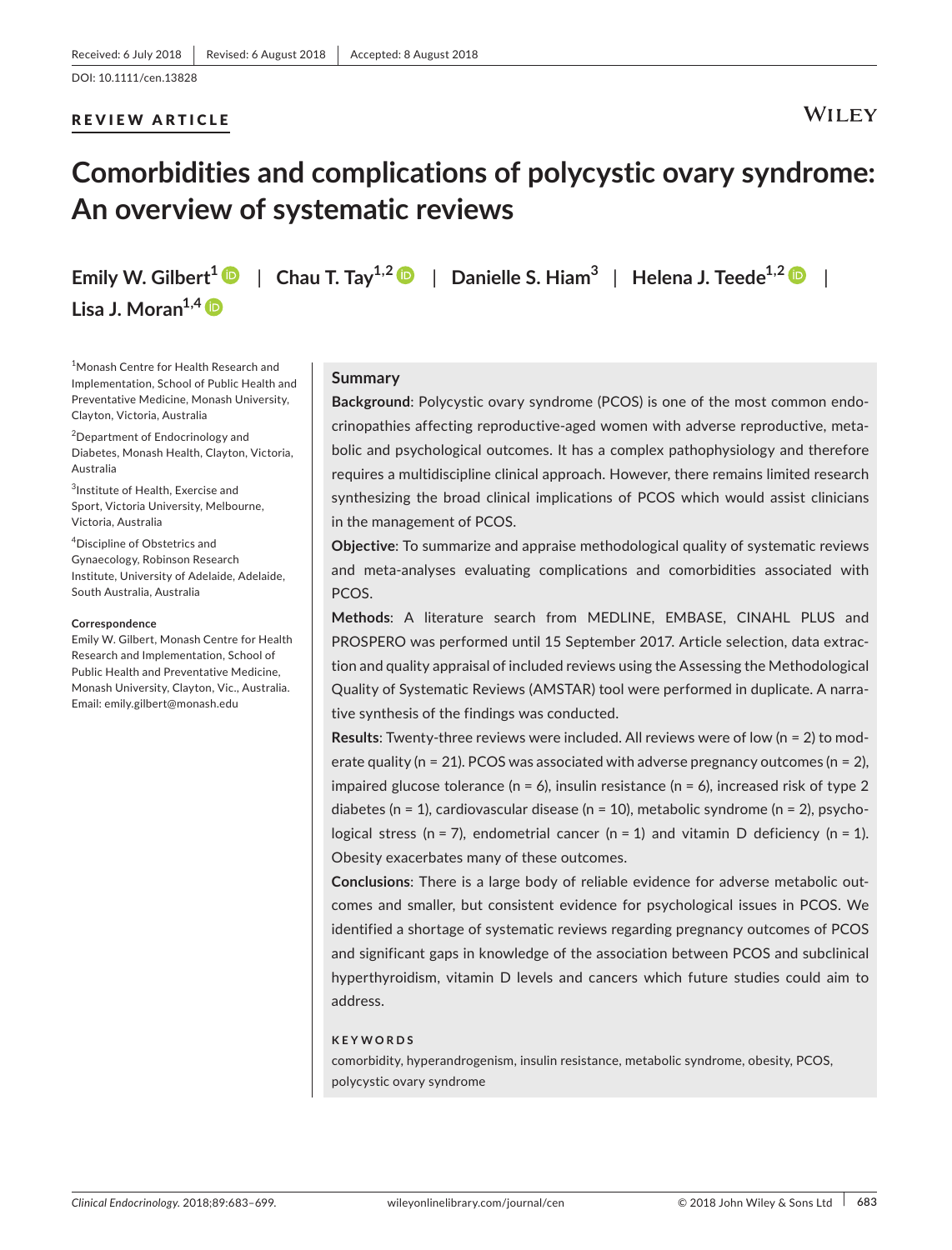Received: 6 July 2018 | Revised: 6 August 2018 | Accepted: 8 August 2018

DOI: 10.1111/cen.13828

**REVIEW ARTICLE**

# Comorbidities and complications of polycystic ovary syndrome: An overview of systematic reviews

**Emily W. Gilbert**[1] | **Chau T. Tay**[1,2] | **Danielle S. Hiam**[3] | **Helena J. Teede**[1,2] | **Lisa J. Moran**[1,4]

[1]Monash Centre for Health Research and Implementation, School of Public Health and Preventative Medicine, Monash University, Clayton, Victoria, Australia

[2]Department of Endocrinology and Diabetes, Monash Health, Clayton, Victoria, Australia

[3]Institute of Health, Exercise and Sport, Victoria University, Melbourne, Victoria, Australia

[4]Discipline of Obstetrics and Gynaecology, Robinson Research Institute, University of Adelaide, Adelaide, South Australia, Australia

**Correspondence**
Emily W. Gilbert, Monash Centre for Health Research and Implementation, School of Public Health and Preventative Medicine, Monash University, Clayton, Vic., Australia.
Email: emily.gilbert@monash.edu

## Summary

**Background**: Polycystic ovary syndrome (PCOS) is one of the most common endocrinopathies affecting reproductive-aged women with adverse reproductive, metabolic and psychological outcomes. It has a complex pathophysiology and therefore requires a multidiscipline clinical approach. However, there remains limited research synthesizing the broad clinical implications of PCOS which would assist clinicians in the management of PCOS.

**Objective**: To summarize and appraise methodological quality of systematic reviews and meta-analyses evaluating complications and comorbidities associated with PCOS.

**Methods**: A literature search from MEDLINE, EMBASE, CINAHL PLUS and PROSPERO was performed until 15 September 2017. Article selection, data extraction and quality appraisal of included reviews using the Assessing the Methodological Quality of Systematic Reviews (AMSTAR) tool were performed in duplicate. A narrative synthesis of the findings was conducted.

**Results**: Twenty-three reviews were included. All reviews were of low (n = 2) to moderate quality (n = 21). PCOS was associated with adverse pregnancy outcomes (n = 2), impaired glucose tolerance (n = 6), insulin resistance (n = 6), increased risk of type 2 diabetes (n = 1), cardiovascular disease (n = 10), metabolic syndrome (n = 2), psychological stress (n = 7), endometrial cancer (n = 1) and vitamin D deficiency (n = 1). Obesity exacerbates many of these outcomes.

**Conclusions**: There is a large body of reliable evidence for adverse metabolic outcomes and smaller, but consistent evidence for psychological issues in PCOS. We identified a shortage of systematic reviews regarding pregnancy outcomes of PCOS and significant gaps in knowledge of the association between PCOS and subclinical hyperthyroidism, vitamin D levels and cancers which future studies could aim to address.

**KEYWORDS**

comorbidity, hyperandrogenism, insulin resistance, metabolic syndrome, obesity, PCOS, polycystic ovary syndrome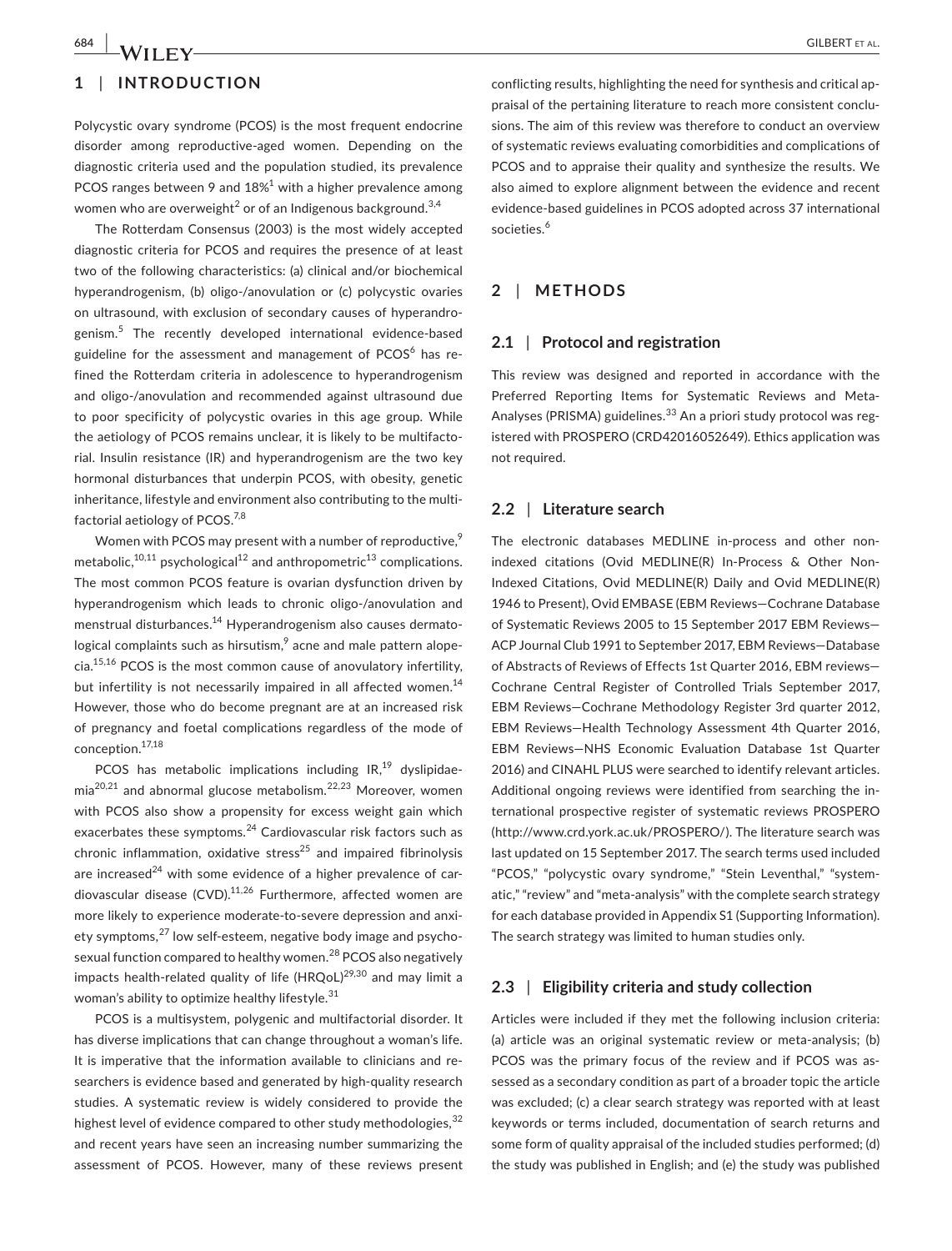## 1 | INTRODUCTION

Polycystic ovary syndrome (PCOS) is the most frequent endocrine disorder among reproductive-aged women. Depending on the diagnostic criteria used and the population studied, its prevalence PCOS ranges between 9 and 18%[1] with a higher prevalence among women who are overweight[2] or of an Indigenous background.[3,4]

The Rotterdam Consensus (2003) is the most widely accepted diagnostic criteria for PCOS and requires the presence of at least two of the following characteristics: (a) clinical and/or biochemical hyperandrogenism, (b) oligo-/anovulation or (c) polycystic ovaries on ultrasound, with exclusion of secondary causes of hyperandrogenism.[5] The recently developed international evidence-based guideline for the assessment and management of PCOS[6] has refined the Rotterdam criteria in adolescence to hyperandrogenism and oligo-/anovulation and recommended against ultrasound due to poor specificity of polycystic ovaries in this age group. While the aetiology of PCOS remains unclear, it is likely to be multifactorial. Insulin resistance (IR) and hyperandrogenism are the two key hormonal disturbances that underpin PCOS, with obesity, genetic inheritance, lifestyle and environment also contributing to the multifactorial aetiology of PCOS.[7,8]

Women with PCOS may present with a number of reproductive,[9] metabolic,[10,11] psychological[12] and anthropometric[13] complications. The most common PCOS feature is ovarian dysfunction driven by hyperandrogenism which leads to chronic oligo-/anovulation and menstrual disturbances.[14] Hyperandrogenism also causes dermatological complaints such as hirsutism,[9] acne and male pattern alopecia.[15,16] PCOS is the most common cause of anovulatory infertility, but infertility is not necessarily impaired in all affected women.[14] However, those who do become pregnant are at an increased risk of pregnancy and foetal complications regardless of the mode of conception.[17,18]

PCOS has metabolic implications including IR,[19] dyslipidaemia[20,21] and abnormal glucose metabolism.[22,23] Moreover, women with PCOS also show a propensity for excess weight gain which exacerbates these symptoms.[24] Cardiovascular risk factors such as chronic inflammation, oxidative stress[25] and impaired fibrinolysis are increased[24] with some evidence of a higher prevalence of cardiovascular disease (CVD).[11,26] Furthermore, affected women are more likely to experience moderate-to-severe depression and anxiety symptoms,[27] low self-esteem, negative body image and psychosexual function compared to healthy women.[28] PCOS also negatively impacts health-related quality of life (HRQoL)[29,30] and may limit a woman's ability to optimize healthy lifestyle.[31]

PCOS is a multisystem, polygenic and multifactorial disorder. It has diverse implications that can change throughout a woman's life. It is imperative that the information available to clinicians and researchers is evidence based and generated by high-quality research studies. A systematic review is widely considered to provide the highest level of evidence compared to other study methodologies,[32] and recent years have seen an increasing number summarizing the assessment of PCOS. However, many of these reviews present conflicting results, highlighting the need for synthesis and critical appraisal of the pertaining literature to reach more consistent conclusions. The aim of this review was therefore to conduct an overview of systematic reviews evaluating comorbidities and complications of PCOS and to appraise their quality and synthesize the results. We also aimed to explore alignment between the evidence and recent evidence-based guidelines in PCOS adopted across 37 international societies.[6]

## 2 | METHODS

### 2.1 | Protocol and registration

This review was designed and reported in accordance with the Preferred Reporting Items for Systematic Reviews and Meta-Analyses (PRISMA) guidelines.[33] An a priori study protocol was registered with PROSPERO (CRD42016052649). Ethics application was not required.

### 2.2 | Literature search

The electronic databases MEDLINE in-process and other non-indexed citations (Ovid MEDLINE(R) In-Process & Other Non-Indexed Citations, Ovid MEDLINE(R) Daily and Ovid MEDLINE(R) 1946 to Present), Ovid EMBASE (EBM Reviews—Cochrane Database of Systematic Reviews 2005 to 15 September 2017 EBM Reviews—ACP Journal Club 1991 to September 2017, EBM Reviews—Database of Abstracts of Reviews of Effects 1st Quarter 2016, EBM reviews—Cochrane Central Register of Controlled Trials September 2017, EBM Reviews—Cochrane Methodology Register 3rd quarter 2012, EBM Reviews—Health Technology Assessment 4th Quarter 2016, EBM Reviews—NHS Economic Evaluation Database 1st Quarter 2016) and CINAHL PLUS were searched to identify relevant articles. Additional ongoing reviews were identified from searching the international prospective register of systematic reviews PROSPERO (http://www.crd.york.ac.uk/PROSPERO/). The literature search was last updated on 15 September 2017. The search terms used included "PCOS," "polycystic ovary syndrome," "Stein Leventhal," "systematic," "review" and "meta-analysis" with the complete search strategy for each database provided in Appendix S1 (Supporting Information). The search strategy was limited to human studies only.

### 2.3 | Eligibility criteria and study collection

Articles were included if they met the following inclusion criteria: (a) article was an original systematic review or meta-analysis; (b) PCOS was the primary focus of the review and if PCOS was assessed as a secondary condition as part of a broader topic the article was excluded; (c) a clear search strategy was reported with at least keywords or terms included, documentation of search returns and some form of quality appraisal of the included studies performed; (d) the study was published in English; and (e) the study was published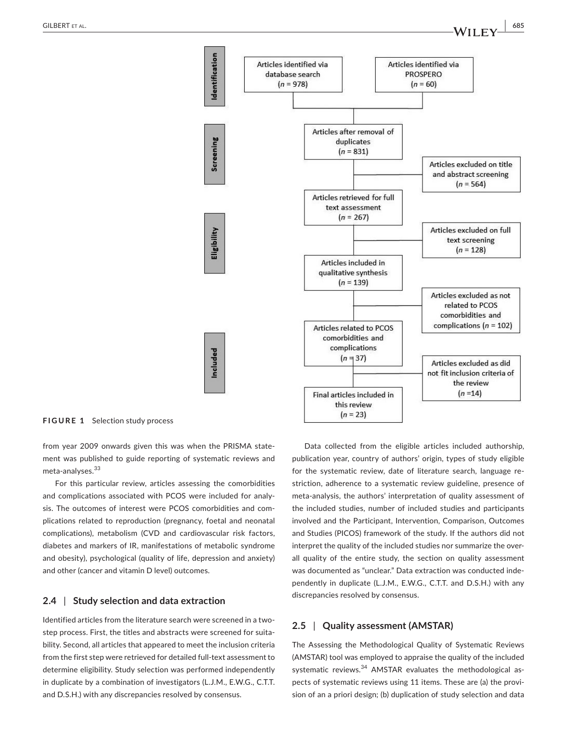**Identification**

- Articles identified via database search ($n$ = 978)
- Articles identified via PROSPERO ($n$ = 60)

**Screening**

- Articles after removal of duplicates ($n$ = 831)
- Articles excluded on title and abstract screening ($n$ = 564)
- Articles retrieved for full text assessment ($n$ = 267)

**Eligibility**

- Articles excluded on full text screening ($n$ = 128)
- Articles included in qualitative synthesis ($n$ = 139)
- Articles excluded as not related to PCOS comorbidities and complications ($n$ = 102)

**Included**

- Articles related to PCOS comorbidities and complications ($n$ = 37)
- Articles excluded as did not fit inclusion criteria of the review ($n$ =14)
- Final articles included in this review ($n$ = 23)

**FIGURE 1** Selection study process

from year 2009 onwards given this was when the PRISMA statement was published to guide reporting of systematic reviews and meta-analyses.[33]

For this particular review, articles assessing the comorbidities and complications associated with PCOS were included for analysis. The outcomes of interest were PCOS comorbidities and complications related to reproduction (pregnancy, foetal and neonatal complications), metabolism (CVD and cardiovascular risk factors, diabetes and markers of IR, manifestations of metabolic syndrome and obesity), psychological (quality of life, depression and anxiety) and other (cancer and vitamin D level) outcomes.

### 2.4 | Study selection and data extraction

Identified articles from the literature search were screened in a two-step process. First, the titles and abstracts were screened for suitability. Second, all articles that appeared to meet the inclusion criteria from the first step were retrieved for detailed full-text assessment to determine eligibility. Study selection was performed independently in duplicate by a combination of investigators (L.J.M., E.W.G., C.T.T. and D.S.H.) with any discrepancies resolved by consensus.

Data collected from the eligible articles included authorship, publication year, country of authors' origin, types of study eligible for the systematic review, date of literature search, language restriction, adherence to a systematic review guideline, presence of meta-analysis, the authors' interpretation of quality assessment of the included studies, number of included studies and participants involved and the Participant, Intervention, Comparison, Outcomes and Studies (PICOS) framework of the study. If the authors did not interpret the quality of the included studies nor summarize the overall quality of the entire study, the section on quality assessment was documented as "unclear." Data extraction was conducted independently in duplicate (L.J.M., E.W.G., C.T.T. and D.S.H.) with any discrepancies resolved by consensus.

### 2.5 | Quality assessment (AMSTAR)

The Assessing the Methodological Quality of Systematic Reviews (AMSTAR) tool was employed to appraise the quality of the included systematic reviews.[34] AMSTAR evaluates the methodological aspects of systematic reviews using 11 items. These are (a) the provision of an a priori design; (b) duplication of study selection and data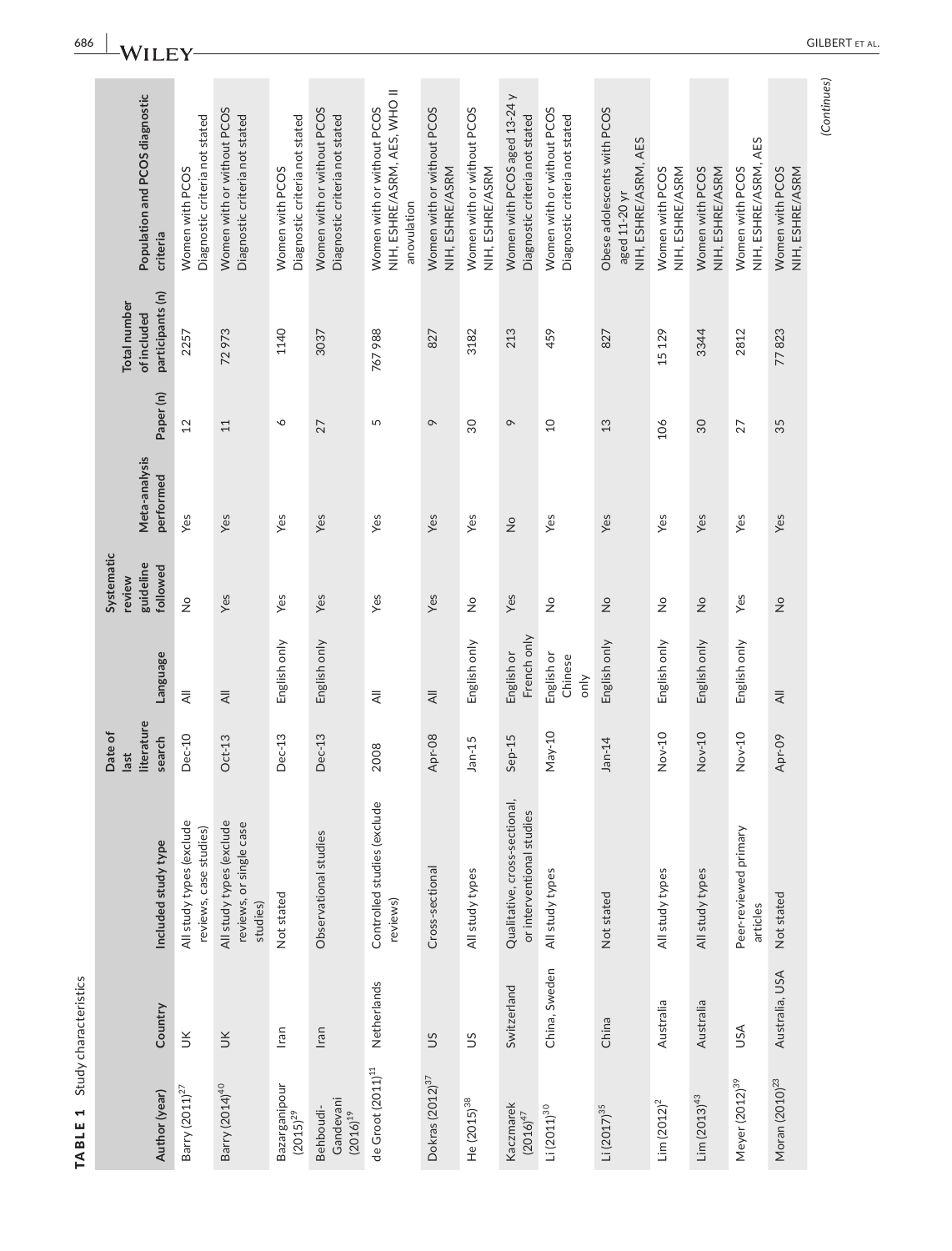**TABLE 1** Study characteristics

| Author (year) | Country | Included study type | Date of last literature search | Language | Systematic review guideline followed | Meta-analysis performed | Paper (n) | Total number of included participants (n) | Population and PCOS diagnostic criteria |
|---|---|---|---|---|---|---|---|---|---|
| Barry (2011)[27] | UK | All study types (exclude reviews, case studies) | Dec-10 | All | No | Yes | 12 | 2257 | Women with PCOS Diagnostic criteria not stated |
| Barry (2014)[40] | UK | All study types (exclude reviews, or single case studies) | Oct-13 | All | Yes | Yes | 11 | 72 973 | Women with or without PCOS Diagnostic criteria not stated |
| Bazarganipour (2015)[29] | Iran | Not stated | Dec-13 | English only | Yes | Yes | 6 | 1140 | Women with PCOS Diagnostic criteria not stated |
| Behboudi-Gandevani (2016)[19] | Iran | Observational studies | Dec-13 | English only | Yes | Yes | 27 | 3037 | Women with or without PCOS Diagnostic criteria not stated |
| de Groot (2011)[11] | Netherlands | Controlled studies (exclude reviews) | 2008 | All | Yes | Yes | 5 | 767 988 | Women with or without PCOS NIH, ESHRE/ASRM, AES, WHO II anovulation |
| Dokras (2012)[37] | US | Cross-sectional | Apr-08 | All | Yes | Yes | 9 | 827 | Women with or without PCOS NIH, ESHRE/ASRM |
| He (2015)[38] | US | All study types | Jan-15 | English only | No | Yes | 30 | 3182 | Women with or without PCOS NIH, ESHRE/ASRM |
| Kaczmarek (2016)[47] | Switzerland | Qualitative, cross-sectional, or interventional studies | Sep-15 | English or French only | Yes | No | 9 | 213 | Women with PCOS aged 13-24 y Diagnostic criteria not stated |
| Li (2011)[30] | China, Sweden | All study types | May-10 | English or Chinese only | No | Yes | 10 | 459 | Women with or without PCOS Diagnostic criteria not stated |
| Li (2017)[35] | China | Not stated | Jan-14 | English only | No | Yes | 13 | 827 | Obese adolescents with PCOS aged 11-20 yr NIH, ESHRE/ASRM, AES |
| Lim (2012)[2] | Australia | All study types | Nov-10 | English only | No | Yes | 106 | 15 129 | Women with PCOS NIH, ESHRE/ASRM |
| Lim (2013)[43] | Australia | All study types | Nov-10 | English only | No | Yes | 30 | 3344 | Women with PCOS NIH, ESHRE/ASRM |
| Meyer (2012)[39] | USA | Peer-reviewed primary articles | Nov-10 | English only | Yes | Yes | 27 | 2812 | Women with PCOS NIH, ESHRE/ASRM, AES |
| Moran (2010)[23] | Australia, USA | Not stated | Apr-09 | All | No | Yes | 35 | 77 823 | Women with PCOS NIH, ESHRE/ASRM |

(Continues)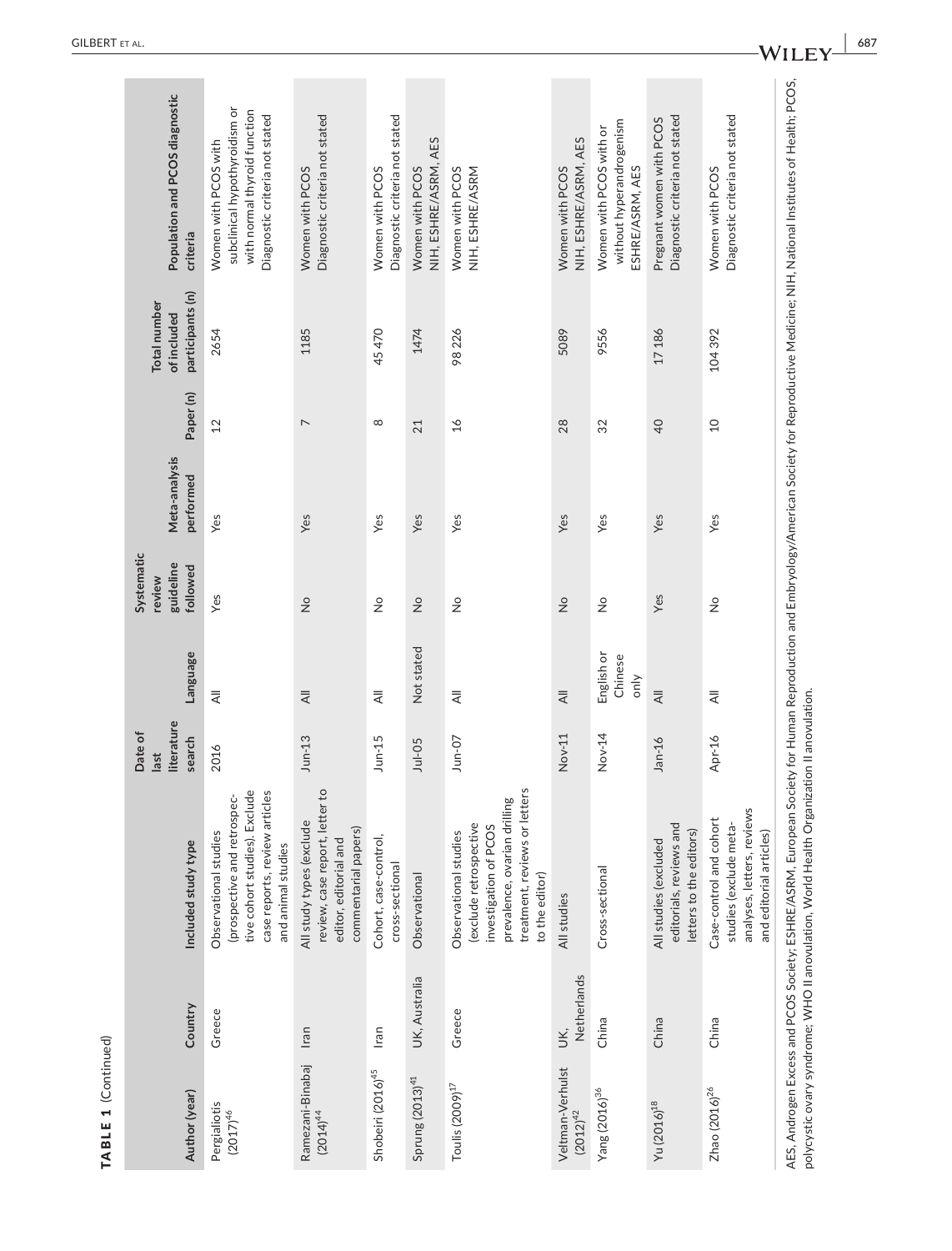**TABLE 1** (Continued)

| Author (year) | Country | Included study type | Date of last literature search | Language | Systematic review guideline followed | Meta-analysis performed | Paper (n) | Total number of included participants (n) | Population and PCOS diagnostic criteria |
|---|---|---|---|---|---|---|---|---|---|
| Pergialiotis (2017)[46] | Greece | Observational studies (prospective and retrospective cohort studies). Exclude case reports, review articles and animal studies | 2016 | All | Yes | Yes | 12 | 2654 | Women with PCOS with subclinical hypothyroidism or with normal thyroid function<br>Diagnostic criteria not stated |
| Ramezani-Binabaj (2014)[44] | Iran | All study types (exclude review, case report, letter to editor, editorial and commentarial papers) | Jun-13 | All | No | Yes | 7 | 1185 | Women with PCOS<br>Diagnostic criteria not stated |
| Shobeiri (2016)[45] | Iran | Cohort, case-control, cross-sectional | Jun-15 | All | No | Yes | 8 | 45 470 | Women with PCOS<br>Diagnostic criteria not stated |
| Sprung (2013)[41] | UK, Australia | Observational | Jul-05 | Not stated | No | Yes | 21 | 1474 | Women with PCOS<br>NIH, ESHRE/ASRM, AES |
| Toulis (2009)[17] | Greece | Observational studies (exclude retrospective investigation of PCOS prevalence, ovarian drilling treatment, reviews or letters to the editor) | Jun-07 | All | No | Yes | 16 | 98 226 | Women with PCOS<br>NIH, ESHRE/ASRM |
| Veltman-Verhulst (2012)[42] | UK, Netherlands | All studies | Nov-11 | All | No | Yes | 28 | 5089 | Women with PCOS<br>NIH, ESHRE/ASRM, AES |
| Yang (2016)[36] | China | Cross-sectional | Nov-14 | English or Chinese only | No | Yes | 32 | 9556 | Women with PCOS with or without hyperandrogenism<br>ESHRE/ASRM, AES |
| Yu (2016)[18] | China | All studies (excluded editorials, reviews and letters to the editors) | Jan-16 | All | Yes | Yes | 40 | 17 186 | Pregnant women with PCOS<br>Diagnostic criteria not stated |
| Zhao (2016)[26] | China | Case-control and cohort studies (exclude meta-analyses, letters, reviews and editorial articles) | Apr-16 | All | No | Yes | 10 | 104 392 | Women with PCOS<br>Diagnostic criteria not stated |

AES, Androgen Excess and PCOS Society; ESHRE/ASRM, European Society for Human Reproduction and Embryology/American Society for Reproductive Medicine; NIH, National Institutes of Health; PCOS, polycystic ovary syndrome; WHO II anovulation, World Health Organization II anovulation.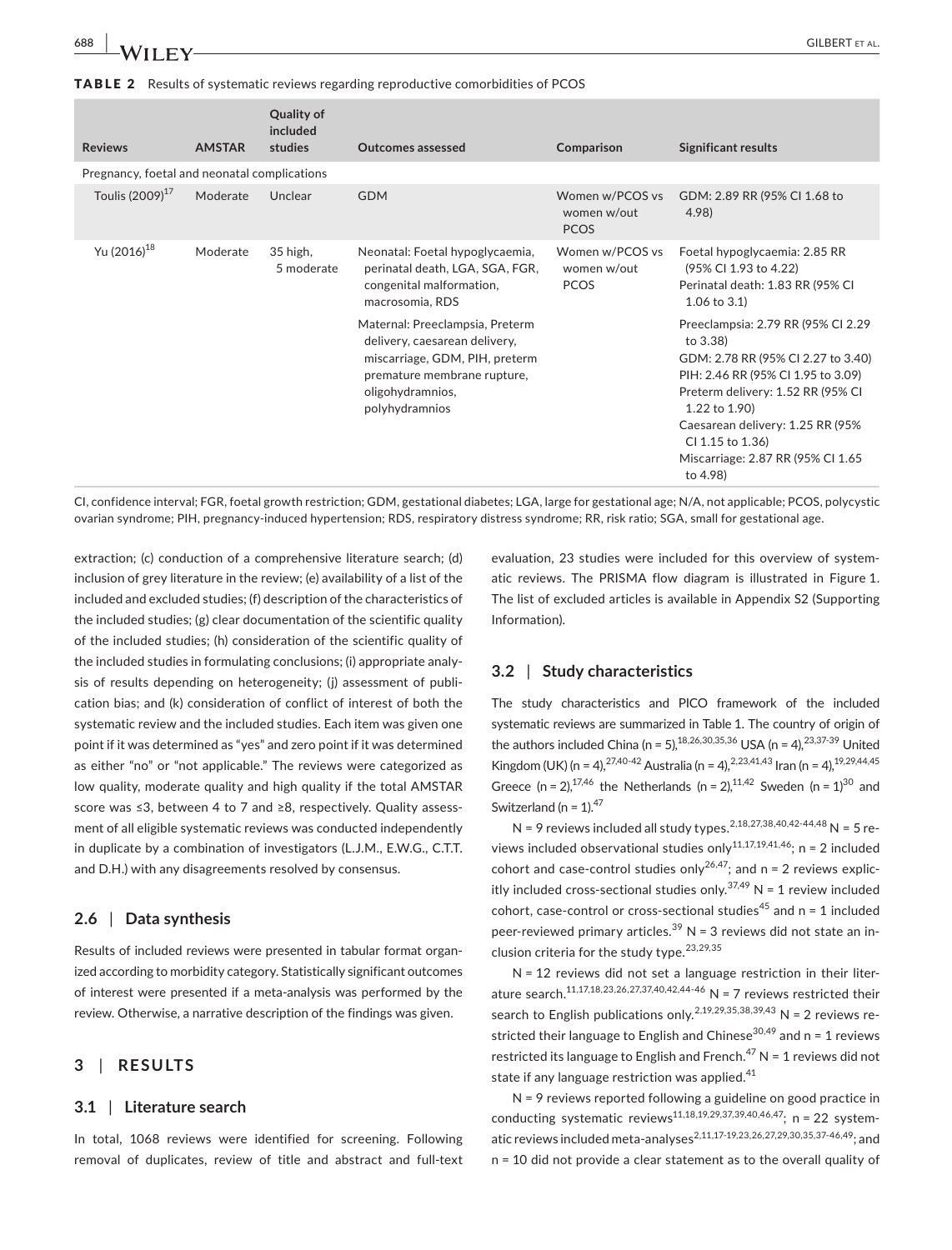**TABLE 2** Results of systematic reviews regarding reproductive comorbidities of PCOS

| Reviews | AMSTAR | Quality of included studies | Outcomes assessed | Comparison | Significant results |
|---|---|---|---|---|---|
| Pregnancy, foetal and neonatal complications | | | | | |
| Toulis (2009)[17] | Moderate | Unclear | GDM | Women w/PCOS vs women w/out PCOS | GDM: 2.89 RR (95% CI 1.68 to 4.98) |
| Yu (2016)[18] | Moderate | 35 high, 5 moderate | Neonatal: Foetal hypoglycaemia, perinatal death, LGA, SGA, FGR, congenital malformation, macrosomia, RDS | Women w/PCOS vs women w/out PCOS | Foetal hypoglycaemia: 2.85 RR (95% CI 1.93 to 4.22)<br>Perinatal death: 1.83 RR (95% CI 1.06 to 3.1) |
| | | | Maternal: Preeclampsia, Preterm delivery, caesarean delivery, miscarriage, GDM, PIH, preterm premature membrane rupture, oligohydramnios, polyhydramnios | | Preeclampsia: 2.79 RR (95% CI 2.29 to 3.38)<br>GDM: 2.78 RR (95% CI 2.27 to 3.40)<br>PIH: 2.46 RR (95% CI 1.95 to 3.09)<br>Preterm delivery: 1.52 RR (95% CI 1.22 to 1.90)<br>Caesarean delivery: 1.25 RR (95% CI 1.15 to 1.36)<br>Miscarriage: 2.87 RR (95% CI 1.65 to 4.98) |

CI, confidence interval; FGR, foetal growth restriction; GDM, gestational diabetes; LGA, large for gestational age; N/A, not applicable; PCOS, polycystic ovarian syndrome; PIH, pregnancy-induced hypertension; RDS, respiratory distress syndrome; RR, risk ratio; SGA, small for gestational age.

extraction; (c) conduction of a comprehensive literature search; (d) inclusion of grey literature in the review; (e) availability of a list of the included and excluded studies; (f) description of the characteristics of the included studies; (g) clear documentation of the scientific quality of the included studies; (h) consideration of the scientific quality of the included studies in formulating conclusions; (i) appropriate analysis of results depending on heterogeneity; (j) assessment of publication bias; and (k) consideration of conflict of interest of both the systematic review and the included studies. Each item was given one point if it was determined as "yes" and zero point if it was determined as either "no" or "not applicable." The reviews were categorized as low quality, moderate quality and high quality if the total AMSTAR score was ≤3, between 4 to 7 and ≥8, respectively. Quality assessment of all eligible systematic reviews was conducted independently in duplicate by a combination of investigators (L.J.M., E.W.G., C.T.T. and D.H.) with any disagreements resolved by consensus.

### 2.6 | Data synthesis

Results of included reviews were presented in tabular format organized according to morbidity category. Statistically significant outcomes of interest were presented if a meta-analysis was performed by the review. Otherwise, a narrative description of the findings was given.

## 3 | RESULTS

### 3.1 | Literature search

In total, 1068 reviews were identified for screening. Following removal of duplicates, review of title and abstract and full-text evaluation, 23 studies were included for this overview of systematic reviews. The PRISMA flow diagram is illustrated in Figure 1. The list of excluded articles is available in Appendix S2 (Supporting Information).

### 3.2 | Study characteristics

The study characteristics and PICO framework of the included systematic reviews are summarized in Table 1. The country of origin of the authors included China (n = 5),[18,26,30,35,36] USA (n = 4),[23,37-39] United Kingdom (UK) (n = 4),[27,40-42] Australia (n = 4),[2,23,41,43] Iran (n = 4),[19,29,44,45] Greece (n = 2),[17,46] the Netherlands (n = 2),[11,42] Sweden (n = 1)[30] and Switzerland (n = 1).[47]

N = 9 reviews included all study types.[2,18,27,38,40,42-44,48] N = 5 reviews included observational studies only[11,17,19,41,46]; n = 2 included cohort and case-control studies only[26,47]; and n = 2 reviews explicitly included cross-sectional studies only.[37,49] N = 1 review included cohort, case-control or cross-sectional studies[45] and n = 1 included peer-reviewed primary articles.[39] N = 3 reviews did not state an inclusion criteria for the study type.[23,29,35]

N = 12 reviews did not set a language restriction in their literature search.[11,17,18,23,26,27,37,40,42,44-46] N = 7 reviews restricted their search to English publications only.[2,19,29,35,38,39,43] N = 2 reviews restricted their language to English and Chinese[30,49] and n = 1 reviews restricted its language to English and French.[47] N = 1 reviews did not state if any language restriction was applied.[41]

N = 9 reviews reported following a guideline on good practice in conducting systematic reviews[11,18,19,29,37,39,40,46,47]; n = 22 systematic reviews included meta-analyses[2,11,17-19,23,26,27,29,30,35,37-46,49]; and n = 10 did not provide a clear statement as to the overall quality of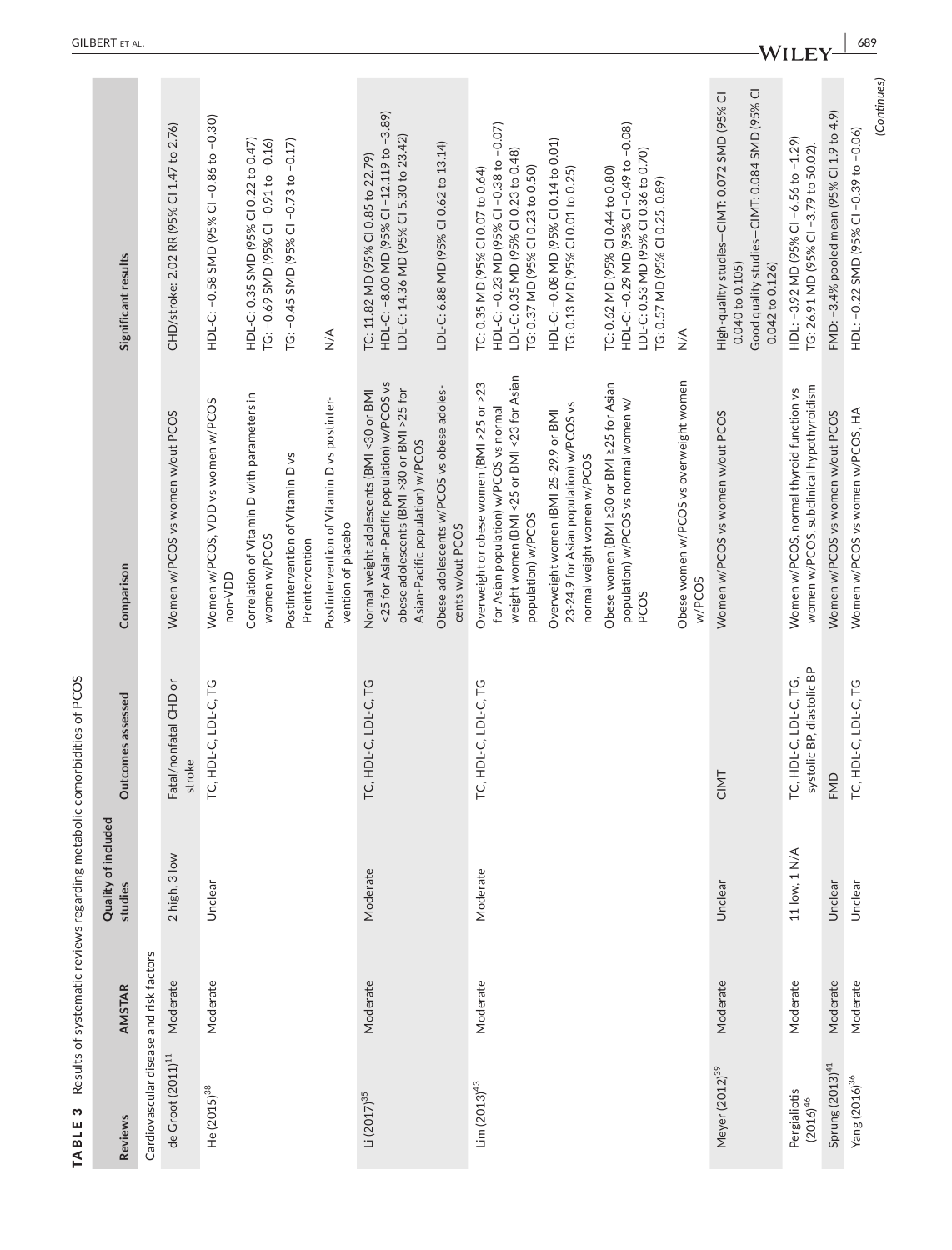**TABLE 3** Results of systematic reviews regarding metabolic comorbidities of PCOS

| Reviews | AMSTAR | Quality of included studies | Outcomes assessed | Comparison | Significant results |
|---|---|---|---|---|---|
| Cardiovascular disease and risk factors | | | | | |
| de Groot (2011)[11] | Moderate | 2 high, 3 low | Fatal/nonfatal CHD or stroke | Women w/PCOS vs women w/out PCOS | CHD/stroke: 2.02 RR (95% CI 1.47 to 2.76) |
| He (2015)[38] | Moderate | Unclear | TC, HDL-C, LDL-C, TG | Women w/PCOS, VDD vs women w/PCOS non-VDD | HDL-C: −0.58 SMD (95% CI −0.86 to −0.30) |
| | | | | Correlation of Vitamin D with parameters in women w/PCOS | HDL-C: 0.35 SMD (95% CI 0.22 to 0.47) TG: −0.69 SMD (95% CI −0.91 to −0.16) |
| | | | | Postintervention of Vitamin D vs Preintervention | TG: −0.45 SMD (95% CI −0.73 to −0.17) |
| | | | | Postintervention of Vitamin D vs postintervention of placebo | N/A |
| Li (2017)[35] | Moderate | Moderate | TC, HDL-C, LDL-C, TG | Normal weight adolescents (BMI <30 or BMI <25 for Asian-Pacific population) w/PCOS vs obese adolescents (BMI >30 or BMI >25 for Asian-Pacific population) w/PCOS | TC: 11.82 MD (95% CI 0.85 to 22.79) HDL-C: −8.00 MD (95% CI −12.119 to −3.89) LDL-C: 14.36 MD (95% CI 5.30 to 23.42) |
| | | | | Obese adolescents w/PCOS vs obese adolescents w/out PCOS | LDL-C: 6.88 MD (95% CI 0.62 to 13.14) |
| Lim (2013)[43] | Moderate | Moderate | TC, HDL-C, LDL-C, TG | Overweight or obese women (BMI >25 or >23 for Asian population) w/PCOS vs normal weight women (BMI <25 or BMI <23 for Asian population) w/PCOS | TC: 0.35 MD (95% CI 0.07 to 0.64) HDL-C: −0.23 MD (95% CI −0.38 to −0.07) LDL-C: 0.35 MD (95% CI 0.23 to 0.48) TG: 0.37 MD (95% CI 0.23 to 0.50) |
| | | | | Overweight women (BMI 25-29.9 or BMI 23-24.9 for Asian population) w/PCOS vs normal weight women w/PCOS | HDL-C: −0.08 MD (95% CI 0.14 to 0.01) TG: 0.13 MD (95% CI 0.01 to 0.25) |
| | | | | Obese women (BMI ≥30 or BMI ≥25 for Asian population) w/PCOS vs normal women w/ PCOS | TC: 0.62 MD (95% CI 0.44 to 0.80) HDL-C: −0.29 MD (95% CI −0.49 to −0.08) LDL-C: 0.53 MD (95% CI 0.36 to 0.70) TG: 0.57 MD (95% CI 0.25, 0.89) |
| | | | | Obese women w/PCOS vs overweight women w/PCOS | N/A |
| Meyer (2012)[39] | Moderate | Unclear | CIMT | Women w/PCOS vs women w/out PCOS | High-quality studies—CIMT: 0.072 SMD (95% CI 0.040 to 0.105) Good quality studies—CIMT: 0.084 SMD (95% CI 0.042 to 0.126) |
| Pergialiotis (2016)[46] | Moderate | 11 low, 1 N/A | TC, HDL-C, LDL-C, TG, systolic BP, diastolic BP | Women w/PCOS, normal thyroid function vs women w/PCOS, subclinical hypothyroidism | HDL: −3.92 MD (95% CI −6.56 to −1.29) TG: 26.91 MD (95% CI −3.79 to 50.02). |
| Sprung (2013)[41] | Moderate | Unclear | FMD | Women w/PCOS vs women w/out PCOS | FMD: −3.4% pooled mean (95% CI 1.9 to 4.9) |
| Yang (2016)[36] | Moderate | Unclear | TC, HDL-C, LDL-C, TG | Women w/PCOS vs women w/PCOS, HA | HDL: −0.22 SMD (95% CI −0.39 to −0.06) |

(Continues)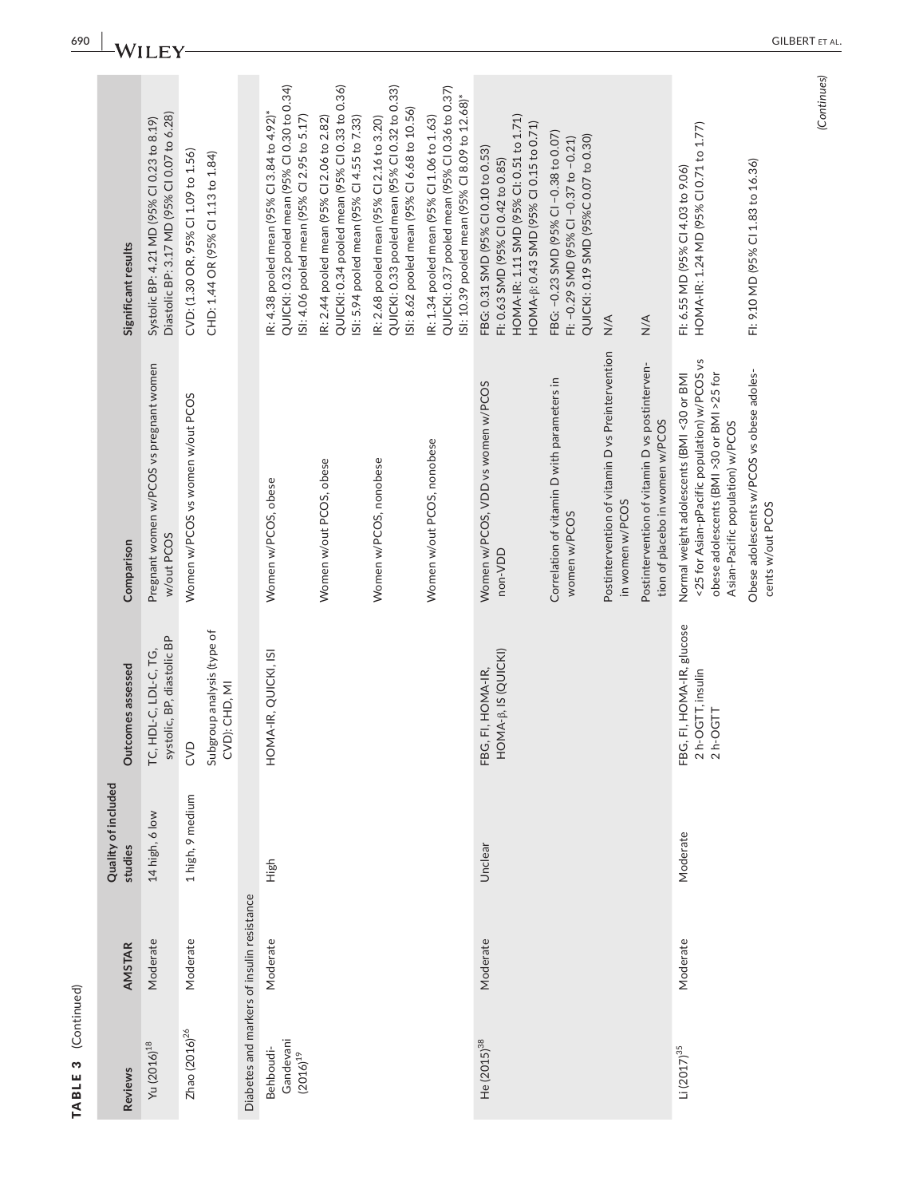**TABLE 3** (Continued)

| Reviews | AMSTAR | Quality of included studies | Outcomes assessed | Comparison | Significant results |
|---|---|---|---|---|---|
| Yu (2016)[18] | Moderate | 14 high, 6 low | TC, HDL-C, LDL-C, TG, systolic, BP, diastolic BP | Pregnant women w/PCOS vs pregnant women w/out PCOS | Systolic BP: 4.21 MD (95% CI 0.23 to 8.19) Diastolic BP: 3.17 MD (95% CI 0.07 to 6.28) |
| Zhao (2016)[26] | Moderate | 1 high, 9 medium | CVD | Women w/PCOS vs women w/out PCOS | CVD: (1.30 OR, 95% CI 1.09 to 1.56) |
| | | | Subgroup analysis (type of CVD): CHD, MI | | CHD: 1.44 OR (95% CI 1.13 to 1.84) |
| Diabetes and markers of insulin resistance | | | | | |
| Behboudi-Gandevani (2016)[19] | Moderate | High | HOMA-IR, QUICKI, ISI | Women w/PCOS, obese | IR: 4.38 pooled mean (95% CI 3.84 to 4.92)* QUICKI: 0.32 pooled mean (95% CI 0.30 to 0.34) ISI: 4.06 pooled mean (95% CI 2.95 to 5.17) |
| | | | | Women w/out PCOS, obese | IR: 2.44 pooled mean (95% CI 2.06 to 2.82) QUICKI: 0.34 pooled mean (95% CI 0.33 to 0.36) ISI: 5.94 pooled mean (95% CI 4.55 to 7.33) |
| | | | | Women w/PCOS, nonobese | IR: 2.68 pooled mean (95% CI 2.16 to 3.20) QUICKI: 0.33 pooled mean (95% CI 0.32 to 0.33) ISI: 8.62 pooled mean (95% CI 6.68 to 10.56) |
| | | | | Women w/out PCOS, nonobese | IR: 1.34 pooled mean (95% CI 1.06 to 1.63) QUICKI: 0.37 pooled mean (95% CI 0.36 to 0.37) ISI: 10.39 pooled mean (95% CI 8.09 to 12.68)* |
| He (2015)[38] | Moderate | Unclear | FBG, FI, HOMA-IR, HOMA-β, IS (QUICKI) | Women w/PCOS, VDD vs women w/PCOS non-VDD | FBG: 0.31 SMD (95% CI 0.10 to 0.53) FI: 0.63 SMD (95% CI 0.42 to 0.85) HOMA-IR: 1.11 SMD (95% CI: 0.51 to 1.71) HOMA-β: 0.43 SMD (95% CI 0.15 to 0.71) |
| | | | | Correlation of vitamin D with parameters in women w/PCOS | FBG: −0.23 SMD (95% CI −0.38 to 0.07) FI: −0.29 SMD (95% CI −0.37 to −0.21) QUICKI: 0.19 SMD (95%C 0.07 to 0.30) |
| | | | | Postintervention of vitamin D vs Preintervention in women w/PCOS | N/A |
| | | | | Postintervention of vitamin D vs postintervention of placebo in women w/PCOS | N/A |
| Li (2017)[35] | Moderate | Moderate | FBG, FI, HOMA-IR, glucose 2 h-OGTT, insulin 2 h-OGTT | Normal weight adolescents (BMI <30 or BMI <25 for Asian-pPacific population) w/PCOS vs obese adolescents (BMI >30 or BMI >25 for Asian-Pacific population) w/PCOS | FI: 6.55 MD (95% CI 4.03 to 9.06) HOMA-IR: 1.24 MD (95% CI 0.71 to 1.77) |
| | | | | Obese adolescents w/PCOS vs obese adolescents w/out PCOS | FI: 9.10 MD (95% CI 1.83 to 16.36) |

(Continues)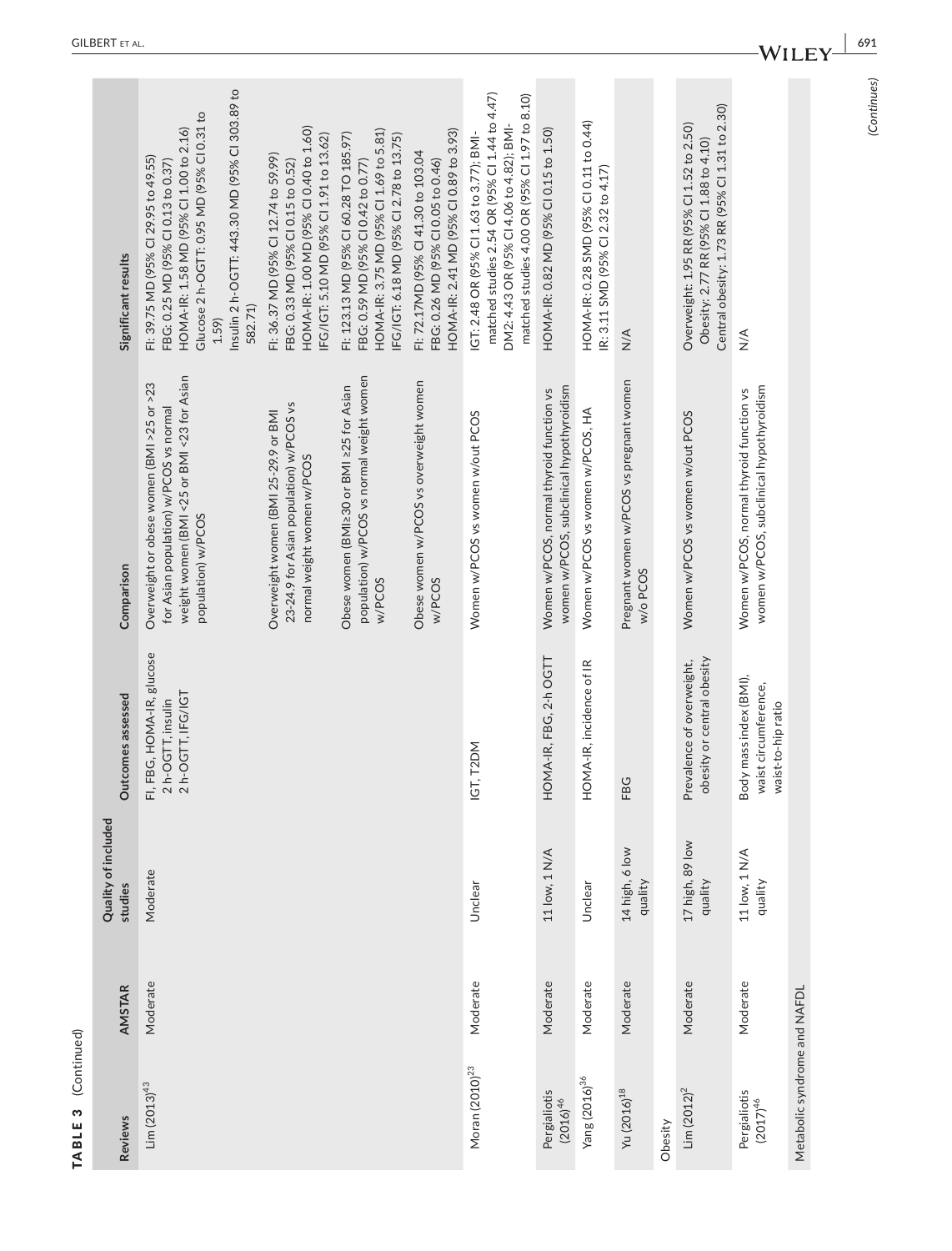**TABLE 3** (Continued)

| Reviews | AMSTAR | Quality of included studies | Outcomes assessed | Comparison | Significant results |
|---|---|---|---|---|---|
| Lim (2013)[43] | Moderate | Moderate | FI, FBG, HOMA-IR, glucose 2 h-OGTT, insulin 2 h-OGTT, IFG/IGT | Overweight or obese women (BMI >25 or >23 for Asian population) w/PCOS vs normal weight women (BMI <25 or BMI <23 for Asian population) w/PCOS | FI: 39.75 MD (95% CI 29.95 to 49.55)<br>FBG: 0.25 MD (95% CI 0.13 to 0.37)<br>HOMA-IR: 1.58 MD (95% CI 1.00 to 2.16)<br>Glucose 2 h-OGTT: 0.95 MD (95% CI 0.31 to 1.59)<br>Insulin 2 h-OGTT: 443.30 MD (95% CI 303.89 to 582.71) |
| | | | | Overweight women (BMI 25-29.9 or BMI 23-24.9 for Asian population) w/PCOS vs normal weight women w/PCOS | FI: 36.37 MD (95% CI 12.74 to 59.99)<br>FBG: 0.33 MD (95% CI 0.15 to 0.52)<br>HOMA-IR: 1.00 MD (95% CI 0.40 to 1.60)<br>IFG/IGT: 5.10 MD (95% CI 1.91 to 13.62) |
| | | | | Obese women (BMI≥30 or BMI ≥25 for Asian population) w/PCOS vs normal weight women w/PCOS | FI: 123.13 MD (95% CI 60.28 TO 185.97)<br>FBG: 0.59 MD (95% CI 0.42 to 0.77)<br>HOMA-IR: 3.75 MD (95% CI 1.69 to 5.81)<br>IFG/IGT: 6.18 MD (95% CI 2.78 to 13.75) |
| | | | | Obese women w/PCOS vs overweight women w/PCOS | FI: 72.17MD (95% CI 41.30 to 103.04<br>FBG: 0.26 MD (95% CI 0.05 to 0.46)<br>HOMA-IR: 2.41 MD (95% CI 0.89 to 3.93) |
| Moran (2010)[23] | Moderate | Unclear | IGT, T2DM | Women w/PCOS vs women w/out PCOS | IGT: 2.48 OR (95% CI 1.63 to 3.77); BMI-matched studies 2.54 OR (95% CI 1.44 to 4.47)<br>DM2: 4.43 OR (95% CI 4.06 to 4.82); BMI-matched studies 4.00 OR (95% CI 1.97 to 8.10) |
| Pergialiotis (2016)[46] | Moderate | 11 low, 1 N/A | HOMA-IR, FBG, 2-h OGTT | Women w/PCOS, normal thyroid function vs women w/PCOS, subclinical hypothyroidism | HOMA-IR: 0.82 MD (95% CI 0.15 to 1.50) |
| Yang (2016)[36] | Moderate | Unclear | HOMA-IR, incidence of IR | Women w/PCOS vs women w/PCOS, HA | HOMA-IR: 0.28 SMD (95% CI 0.11 to 0.44)<br>IR: 3.11 SMD (95% CI 2.32 to 4.17) |
| Yu (2016)[18] | Moderate | 14 high, 6 low quality | FBG | Pregnant women w/PCOS vs pregnant women w/o PCOS | N/A |
| Obesity | | | | | |
| Lim (2012)[2] | Moderate | 17 high, 89 low quality | Prevalence of overweight, obesity or central obesity | Women w/PCOS vs women w/out PCOS | Overweight: 1.95 RR (95% CI 1.52 to 2.50)<br>Obesity: 2.77 RR (95% CI 1.88 to 4.10)<br>Central obesity: 1.73 RR (95% CI 1.31 to 2.30) |
| Pergialiotis (2017)[46] | Moderate | 11 low, 1 N/A quality | Body mass index (BMI), waist circumference, waist-to-hip ratio | Women w/PCOS, normal thyroid function vs women w/PCOS, subclinical hypothyroidism | N/A |
| Metabolic syndrome and NAFDL | | | | | |

(Continues)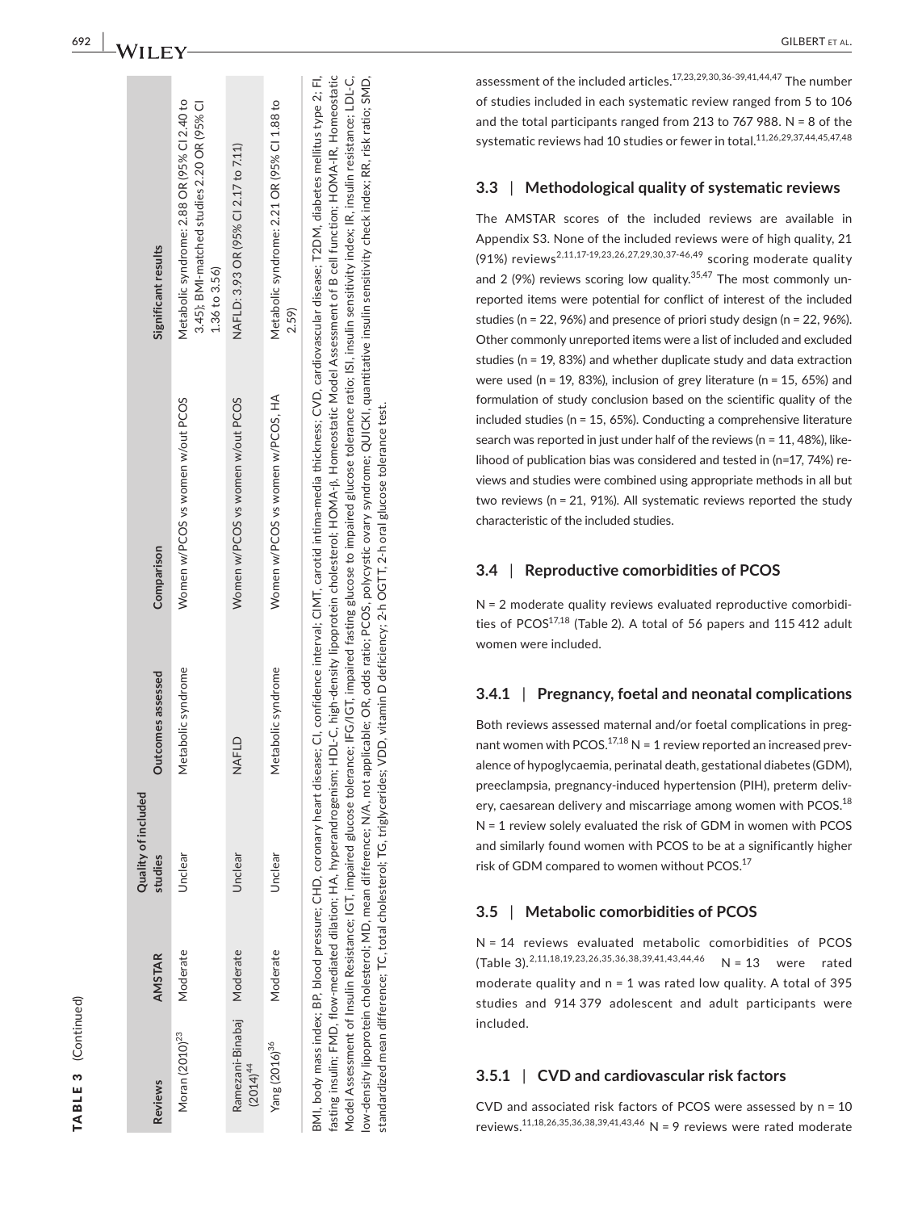**TABLE 3** (Continued)

| Reviews | AMSTAR | Quality of included studies | Outcomes assessed | Comparison | Significant results |
|---|---|---|---|---|---|
| Moran (2010)[23] | Moderate | Unclear | Metabolic syndrome | Women w/PCOS vs women w/out PCOS | Metabolic syndrome: 2.88 OR (95% CI 2.40 to 3.45); BMI-matched studies 2.20 OR (95% CI 1.36 to 3.56) |
| Ramezani-Binabaj (2014)[44] | Moderate | Unclear | NAFLD | Women w/PCOS vs women w/out PCOS | NAFLD: 3.93 OR (95% CI 2.17 to 7.11) |
| Yang (2016)[36] | Moderate | Unclear | Metabolic syndrome | Women w/PCOS vs women w/PCOS, HA | Metabolic syndrome: 2.21 OR (95% CI 1.88 to 2.59) |

BMI, body mass index; BP, blood pressure; CHD, coronary heart disease; CI, confidence interval; CIMT, carotid intima-media thickness; CVD, cardiovascular disease; T2DM, diabetes mellitus type 2; FI, fasting insulin; FMD, flow-mediated dilation; HA, hyperandrogenism; HDL-C, high-density lipoprotein cholesterol; HOMA-β, Homeostatic Model Assessment of B cell function; HOMA-IR, Homeostatic Model Assesment of Insulin Resistance; IGT, impaired glucose tolerance; IFG/IGT, impaired fasting glucose to impaired glucose tolerance ratio; ISI, insulin sensitivity index; IR, insulin resistance; LDL-C, low-density lipoprotein cholesterol; MD, mean difference; N/A, not applicable; OR, odds ratio; PCOS, polycystic ovary syndrome; QUICKI, quantitative insulin sensitivity check index; RR, risk ratio; SMD, standardized mean difference; TC, total cholesterol; TG, triglycerides; VDD, vitamin D deficiency; 2-h OGTT, 2-h oral glucose tolerance test.

assessment of the included articles.[17,23,29,30,36-39,41,44,47] The number of studies included in each systematic review ranged from 5 to 106 and the total participants ranged from 213 to 767 988. N = 8 of the systematic reviews had 10 studies or fewer in total.[11,26,29,37,44,45,47,48]

### 3.3 | Methodological quality of systematic reviews

The AMSTAR scores of the included reviews are available in Appendix S3. None of the included reviews were of high quality, 21 (91%) reviews[2,11,17-19,23,26,27,29,30,37-46,49] scoring moderate quality and 2 (9%) reviews scoring low quality.[35,47] The most commonly unreported items were potential for conflict of interest of the included studies (n = 22, 96%) and presence of priori study design (n = 22, 96%). Other commonly unreported items were a list of included and excluded studies (n = 19, 83%) and whether duplicate study and data extraction were used (n = 19, 83%), inclusion of grey literature (n = 15, 65%) and formulation of study conclusion based on the scientific quality of the included studies (n = 15, 65%). Conducting a comprehensive literature search was reported in just under half of the reviews (n = 11, 48%), likelihood of publication bias was considered and tested in (n=17, 74%) reviews and studies were combined using appropriate methods in all but two reviews (n = 21, 91%). All systematic reviews reported the study characteristic of the included studies.

### 3.4 | Reproductive comorbidities of PCOS

N = 2 moderate quality reviews evaluated reproductive comorbidities of PCOS[17,18] (Table 2). A total of 56 papers and 115 412 adult women were included.

#### 3.4.1 | Pregnancy, foetal and neonatal complications

Both reviews assessed maternal and/or foetal complications in pregnant women with PCOS.[17,18] N = 1 review reported an increased prevalence of hypoglycaemia, perinatal death, gestational diabetes (GDM), preeclampsia, pregnancy-induced hypertension (PIH), preterm delivery, caesarean delivery and miscarriage among women with PCOS.[18] N = 1 review solely evaluated the risk of GDM in women with PCOS and similarly found women with PCOS to be at a significantly higher risk of GDM compared to women without PCOS.[17]

### 3.5 | Metabolic comorbidities of PCOS

N = 14 reviews evaluated metabolic comorbidities of PCOS (Table 3).[2,11,18,19,23,26,35,36,38,39,41,43,44,46] N = 13 were rated moderate quality and n = 1 was rated low quality. A total of 395 studies and 914 379 adolescent and adult participants were included.

#### 3.5.1 | CVD and cardiovascular risk factors

CVD and associated risk factors of PCOS were assessed by n = 10 reviews.[11,18,26,35,36,38,39,41,43,46] N = 9 reviews were rated moderate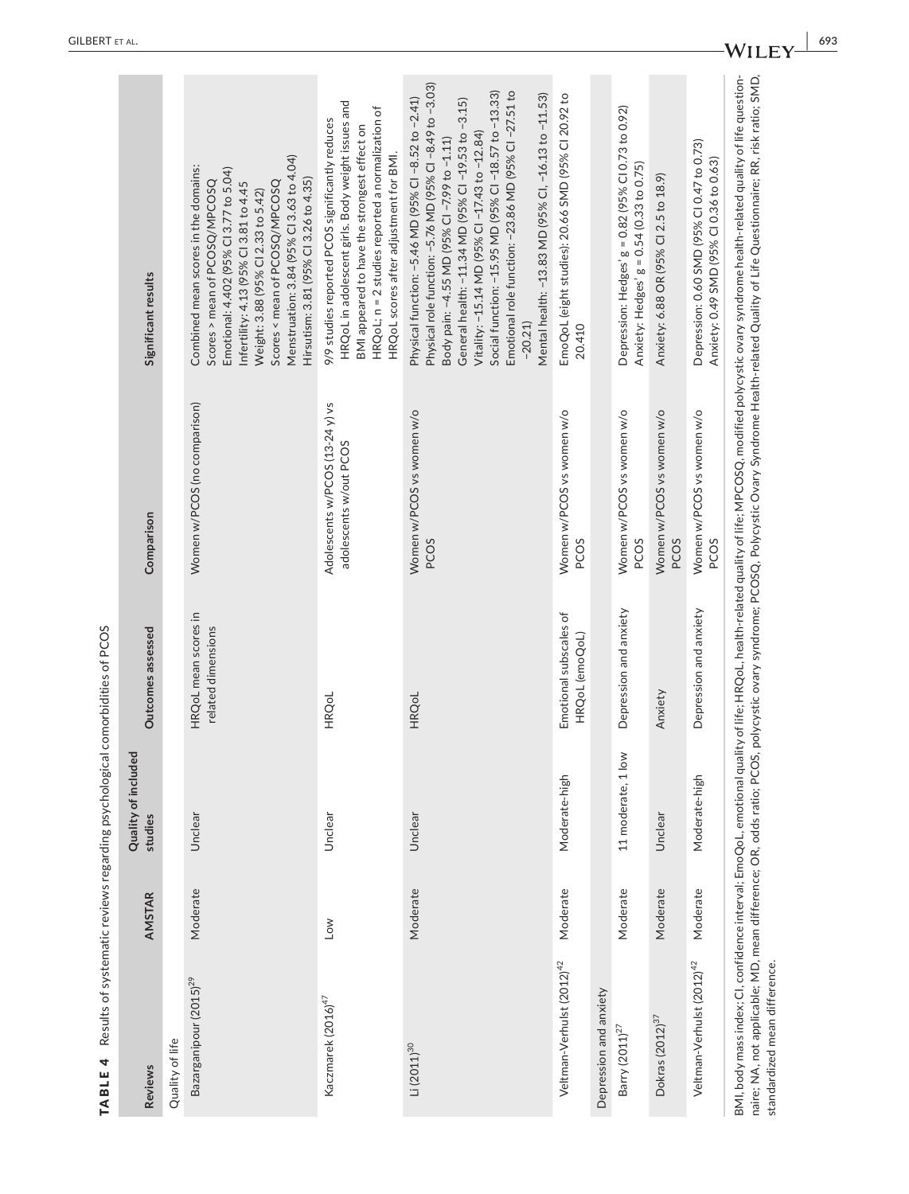**TABLE 4** Results of systematic reviews regarding psychological comorbidities of PCOS

| Reviews | AMSTAR | Quality of included studies | Outcomes assessed | Comparison | Significant results |
|---|---|---|---|---|---|
| Quality of life | | | | | |
| Bazarganipour (2015)[29] | Moderate | Unclear | HRQoL mean scores in related dimensions | Women w/PCOS (no comparison) | Combined mean scores in the domains: Scores > mean of PCOSQ/MPCOSQ Emotional: 4.402 (95% CI 3.77 to 5.04) Infertility: 4.13 (95% CI 3.81 to 4.45 Weight: 3.88 (95% CI 2.33 to 5.42) Scores < mean of PCOSQ/MPCOSQ Menstruation: 3.84 (95% CI 3.63 to 4.04) Hirsutism: 3.81 (95% CI 3.26 to 4.35) |
| Kaczmarek (2016)[47] | Low | Unclear | HRQoL | Adolescents w/PCOS (13-24 y) vs adolescents w/out PCOS | 9/9 studies reported PCOS significantly reduces HRQoL in adolescent girls. Body weight issues and BMI appeared to have the strongest effect on HRQoL; n = 2 studies reported a normalization of HRQoL scores after adjustment for BMI. |
| Li (2011)[30] | Moderate | Unclear | HRQoL | Women w/PCOS vs women w/o PCOS | Physical function: −5.46 MD (95% CI −8.52 to −2.41) Physical role function: −5.76 MD (95% CI −8.49 to −3.03) Body pain: −4.55 MD (95% CI −7.99 to −1.11) General health: −11.34 MD (95% CI −19.53 to −3.15) Vitality: −15.14 MD (95% CI −17.43 to −12.84) Social function: −15.95 MD (95% CI −18.57 to −13.33) Emotional role function: −23.86 MD (95% CI −27.51 to −20.21) Mental health: −13.83 MD (95% CI, −16.13 to −11.53) |
| Veltman-Verhulst (2012)[42] | Moderate | Moderate-high | Emotional subscales of HRQoL (emoQoL) | Women w/PCOS vs women w/o PCOS | EmoQoL (eight studies): 20.66 SMD (95% CI 20.92 to 20.410 |
| Depression and anxiety | | | | | |
| Barry (2011)[27] | Moderate | 11 moderate, 1 low | Depression and anxiety | Women w/PCOS vs women w/o PCOS | Depression: Hedges' g = 0.82 (95% CI 0.73 to 0.92) Anxiety: Hedges' g = 0.54 (0.33 to 0.75) |
| Dokras (2012)[37] | Moderate | Unclear | Anxiety | Women w/PCOS vs women w/o PCOS | Anxiety: 6.88 OR (95% CI 2.5 to 18.9) |
| Veltman-Verhulst (2012)[42] | Moderate | Moderate-high | Depression and anxiety | Women w/PCOS vs women w/o PCOS | Depression: 0.60 SMD (95% CI 0.47 to 0.73) Anxiety: 0.49 SMD (95% CI 0.36 to 0.63) |

BMI, body mass index; CI, confidence interval; EmoQoL, emotional quality of life; HRQoL, health-related quality of life; MPCOSQ, modified polycystic ovary syndrome health-related quality of life questionnaire; NA, not applicable; MD, mean difference; OR, odds ratio; PCOS, polycystic ovary syndrome; PCOSQ, Polycystic Ovary Syndrome Health-related Quality of Life Questionnaire; RR, risk ratio; SMD, standardized mean difference.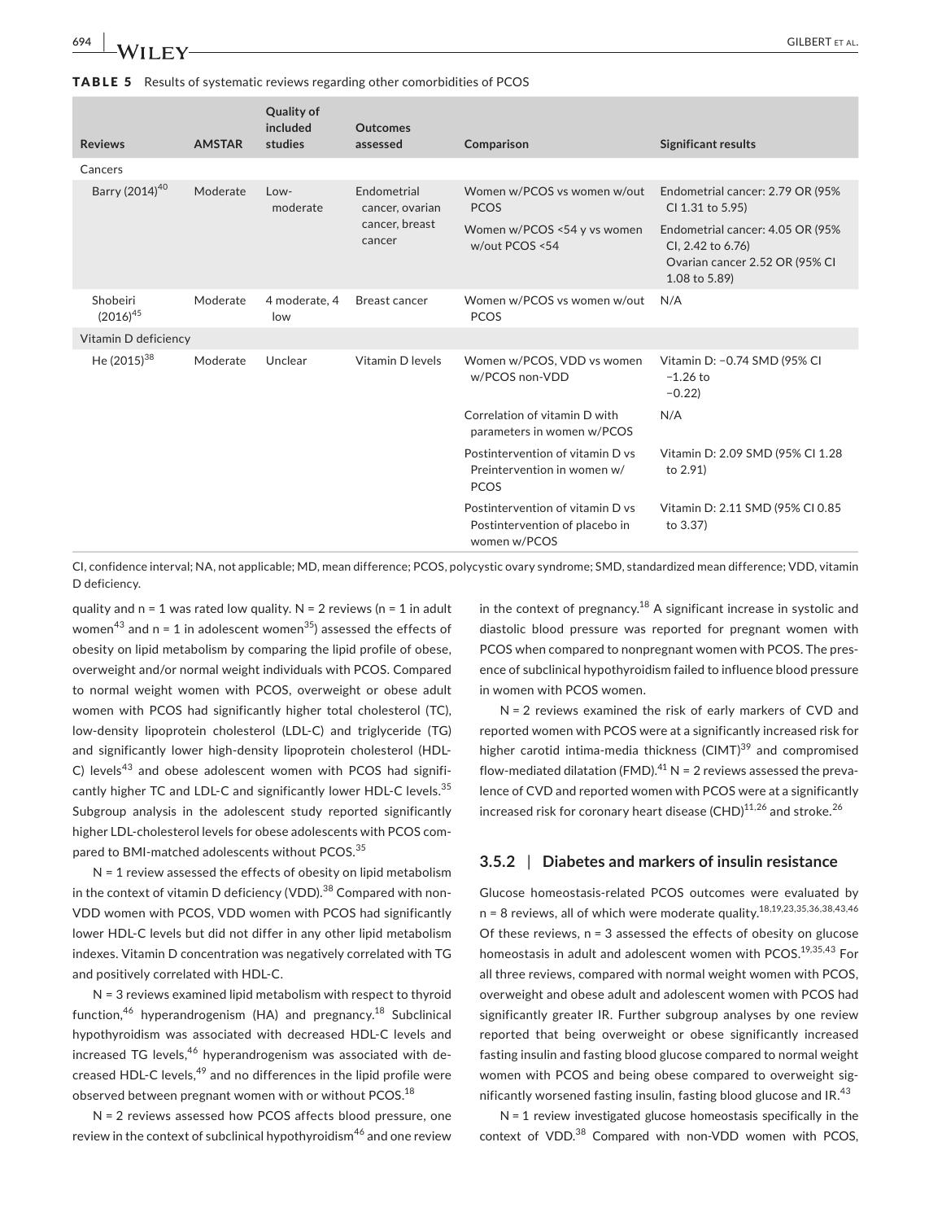**TABLE 5** Results of systematic reviews regarding other comorbidities of PCOS

| Reviews | AMSTAR | Quality of included studies | Outcomes assessed | Comparison | Significant results |
|---|---|---|---|---|---|
| Cancers | | | | | |
| Barry (2014)[40] | Moderate | Low-moderate | Endometrial cancer, ovarian cancer, breast cancer | Women w/PCOS vs women w/out PCOS | Endometrial cancer: 2.79 OR (95% CI 1.31 to 5.95) |
| | | | | Women w/PCOS <54 y vs women w/out PCOS <54 | Endometrial cancer: 4.05 OR (95% CI, 2.42 to 6.76) Ovarian cancer 2.52 OR (95% CI 1.08 to 5.89) |
| Shobeiri (2016)[45] | Moderate | 4 moderate, 4 low | Breast cancer | Women w/PCOS vs women w/out PCOS | N/A |
| Vitamin D deficiency | | | | | |
| He (2015)[38] | Moderate | Unclear | Vitamin D levels | Women w/PCOS, VDD vs women w/PCOS non-VDD | Vitamin D: −0.74 SMD (95% CI −1.26 to −0.22) |
| | | | | Correlation of vitamin D with parameters in women w/PCOS | N/A |
| | | | | Postintervention of vitamin D vs Preintervention in women w/PCOS | Vitamin D: 2.09 SMD (95% CI 1.28 to 2.91) |
| | | | | Postintervention of vitamin D vs Postintervention of placebo in women w/PCOS | Vitamin D: 2.11 SMD (95% CI 0.85 to 3.37) |

CI, confidence interval; NA, not applicable; MD, mean difference; PCOS, polycystic ovary syndrome; SMD, standardized mean difference; VDD, vitamin D deficiency.

quality and n = 1 was rated low quality. N = 2 reviews (n = 1 in adult women[43] and n = 1 in adolescent women[35]) assessed the effects of obesity on lipid metabolism by comparing the lipid profile of obese, overweight and/or normal weight individuals with PCOS. Compared to normal weight women with PCOS, overweight or obese adult women with PCOS had significantly higher total cholesterol (TC), low-density lipoprotein cholesterol (LDL-C) and triglyceride (TG) and significantly lower high-density lipoprotein cholesterol (HDL-C) levels[43] and obese adolescent women with PCOS had significantly higher TC and LDL-C and significantly lower HDL-C levels.[35] Subgroup analysis in the adolescent study reported significantly higher LDL-cholesterol levels for obese adolescents with PCOS compared to BMI-matched adolescents without PCOS.[35]

N = 1 review assessed the effects of obesity on lipid metabolism in the context of vitamin D deficiency (VDD).[38] Compared with non-VDD women with PCOS, VDD women with PCOS had significantly lower HDL-C levels but did not differ in any other lipid metabolism indexes. Vitamin D concentration was negatively correlated with TG and positively correlated with HDL-C.

N = 3 reviews examined lipid metabolism with respect to thyroid function,[46] hyperandrogenism (HA) and pregnancy.[18] Subclinical hypothyroidism was associated with decreased HDL-C levels and increased TG levels,[46] hyperandrogenism was associated with decreased HDL-C levels,[49] and no differences in the lipid profile were observed between pregnant women with or without PCOS.[18]

N = 2 reviews assessed how PCOS affects blood pressure, one review in the context of subclinical hypothyroidism[46] and one review in the context of pregnancy.[18] A significant increase in systolic and diastolic blood pressure was reported for pregnant women with PCOS when compared to nonpregnant women with PCOS. The presence of subclinical hypothyroidism failed to influence blood pressure in women with PCOS women.

N = 2 reviews examined the risk of early markers of CVD and reported women with PCOS were at a significantly increased risk for higher carotid intima-media thickness (CIMT)[39] and compromised flow-mediated dilatation (FMD).[41] N = 2 reviews assessed the prevalence of CVD and reported women with PCOS were at a significantly increased risk for coronary heart disease (CHD)[11,26] and stroke.[26]

### 3.5.2 | Diabetes and markers of insulin resistance

Glucose homeostasis-related PCOS outcomes were evaluated by n = 8 reviews, all of which were moderate quality.[18,19,23,35,36,38,43,46] Of these reviews, n = 3 assessed the effects of obesity on glucose homeostasis in adult and adolescent women with PCOS.[19,35,43] For all three reviews, compared with normal weight women with PCOS, overweight and obese adult and adolescent women with PCOS had significantly greater IR. Further subgroup analyses by one review reported that being overweight or obese significantly increased fasting insulin and fasting blood glucose compared to normal weight women with PCOS and being obese compared to overweight significantly worsened fasting insulin, fasting blood glucose and IR.[43]

N = 1 review investigated glucose homeostasis specifically in the context of VDD.[38] Compared with non-VDD women with PCOS,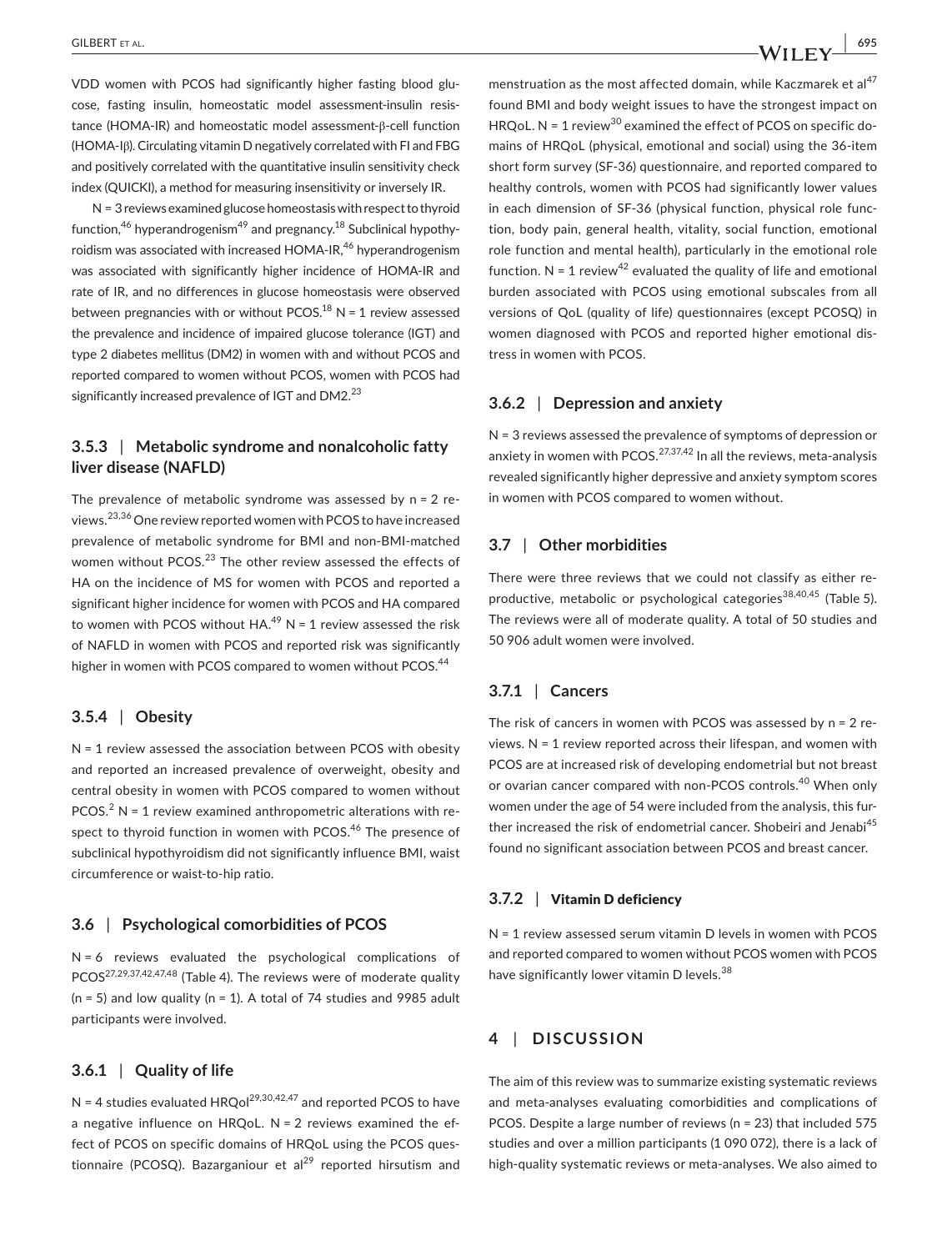VDD women with PCOS had significantly higher fasting blood glucose, fasting insulin, homeostatic model assessment-insulin resistance (HOMA-IR) and homeostatic model assessment-β-cell function (HOMA-Iβ). Circulating vitamin D negatively correlated with FI and FBG and positively correlated with the quantitative insulin sensitivity check index (QUICKI), a method for measuring insensitivity or inversely IR.

N = 3 reviews examined glucose homeostasis with respect to thyroid function,[46] hyperandrogenism[49] and pregnancy.[18] Subclinical hypothyroidism was associated with increased HOMA-IR,[46] hyperandrogenism was associated with significantly higher incidence of HOMA-IR and rate of IR, and no differences in glucose homeostasis were observed between pregnancies with or without PCOS.[18] N = 1 review assessed the prevalence and incidence of impaired glucose tolerance (IGT) and type 2 diabetes mellitus (DM2) in women with and without PCOS and reported compared to women without PCOS, women with PCOS had significantly increased prevalence of IGT and DM2.[23]

### 3.5.3 | Metabolic syndrome and nonalcoholic fatty liver disease (NAFLD)

The prevalence of metabolic syndrome was assessed by n = 2 reviews.[23,36] One review reported women with PCOS to have increased prevalence of metabolic syndrome for BMI and non-BMI-matched women without PCOS.[23] The other review assessed the effects of HA on the incidence of MS for women with PCOS and reported a significant higher incidence for women with PCOS and HA compared to women with PCOS without HA.[49] N = 1 review assessed the risk of NAFLD in women with PCOS and reported risk was significantly higher in women with PCOS compared to women without PCOS.[44]

### 3.5.4 | Obesity

N = 1 review assessed the association between PCOS with obesity and reported an increased prevalence of overweight, obesity and central obesity in women with PCOS compared to women without PCOS.[2] N = 1 review examined anthropometric alterations with respect to thyroid function in women with PCOS.[46] The presence of subclinical hypothyroidism did not significantly influence BMI, waist circumference or waist-to-hip ratio.

## 3.6 | Psychological comorbidities of PCOS

N = 6 reviews evaluated the psychological complications of PCOS[27,29,37,42,47,48] (Table 4). The reviews were of moderate quality (n = 5) and low quality (n = 1). A total of 74 studies and 9985 adult participants were involved.

### 3.6.1 | Quality of life

N = 4 studies evaluated HRQol[29,30,42,47] and reported PCOS to have a negative influence on HRQoL. N = 2 reviews examined the effect of PCOS on specific domains of HRQoL using the PCOS questionnaire (PCOSQ). Bazarganiour et al[29] reported hirsutism and menstruation as the most affected domain, while Kaczmarek et al[47] found BMI and body weight issues to have the strongest impact on HRQoL. N = 1 review[30] examined the effect of PCOS on specific domains of HRQoL (physical, emotional and social) using the 36-item short form survey (SF-36) questionnaire, and reported compared to healthy controls, women with PCOS had significantly lower values in each dimension of SF-36 (physical function, physical role function, body pain, general health, vitality, social function, emotional role function and mental health), particularly in the emotional role function. N = 1 review[42] evaluated the quality of life and emotional burden associated with PCOS using emotional subscales from all versions of QoL (quality of life) questionnaires (except PCOSQ) in women diagnosed with PCOS and reported higher emotional distress in women with PCOS.

### 3.6.2 | Depression and anxiety

N = 3 reviews assessed the prevalence of symptoms of depression or anxiety in women with PCOS.[27,37,42] In all the reviews, meta-analysis revealed significantly higher depressive and anxiety symptom scores in women with PCOS compared to women without.

## 3.7 | Other morbidities

There were three reviews that we could not classify as either reproductive, metabolic or psychological categories[38,40,45] (Table 5). The reviews were all of moderate quality. A total of 50 studies and 50 906 adult women were involved.

### 3.7.1 | Cancers

The risk of cancers in women with PCOS was assessed by n = 2 reviews. N = 1 review reported across their lifespan, and women with PCOS are at increased risk of developing endometrial but not breast or ovarian cancer compared with non-PCOS controls.[40] When only women under the age of 54 were included from the analysis, this further increased the risk of endometrial cancer. Shobeiri and Jenabi[45] found no significant association between PCOS and breast cancer.

### 3.7.2 | Vitamin D deficiency

N = 1 review assessed serum vitamin D levels in women with PCOS and reported compared to women without PCOS women with PCOS have significantly lower vitamin D levels.[38]

# 4 | DISCUSSION

The aim of this review was to summarize existing systematic reviews and meta-analyses evaluating comorbidities and complications of PCOS. Despite a large number of reviews (n = 23) that included 575 studies and over a million participants (1 090 072), there is a lack of high-quality systematic reviews or meta-analyses. We also aimed to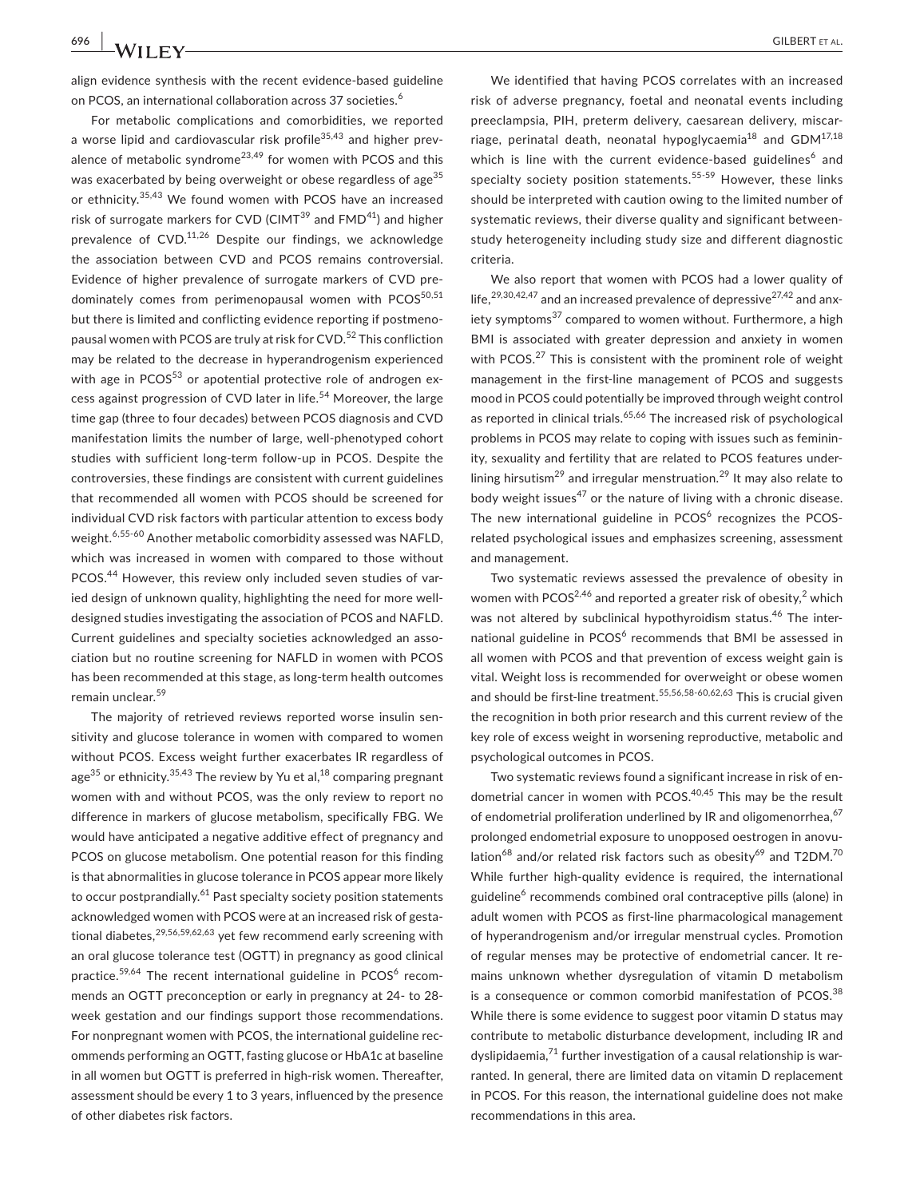align evidence synthesis with the recent evidence-based guideline on PCOS, an international collaboration across 37 societies.[6]

For metabolic complications and comorbidities, we reported a worse lipid and cardiovascular risk profile[35,43] and higher prevalence of metabolic syndrome[23,49] for women with PCOS and this was exacerbated by being overweight or obese regardless of age[35] or ethnicity.[35,43] We found women with PCOS have an increased risk of surrogate markers for CVD (CIMT[39] and FMD[41]) and higher prevalence of CVD.[11,26] Despite our findings, we acknowledge the association between CVD and PCOS remains controversial. Evidence of higher prevalence of surrogate markers of CVD predominately comes from perimenopausal women with PCOS[50,51] but there is limited and conflicting evidence reporting if postmenopausal women with PCOS are truly at risk for CVD.[52] This confliction may be related to the decrease in hyperandrogenism experienced with age in PCOS[53] or apotential protective role of androgen excess against progression of CVD later in life.[54] Moreover, the large time gap (three to four decades) between PCOS diagnosis and CVD manifestation limits the number of large, well-phenotyped cohort studies with sufficient long-term follow-up in PCOS. Despite the controversies, these findings are consistent with current guidelines that recommended all women with PCOS should be screened for individual CVD risk factors with particular attention to excess body weight.[6,55-60] Another metabolic comorbidity assessed was NAFLD, which was increased in women with compared to those without PCOS.[44] However, this review only included seven studies of varied design of unknown quality, highlighting the need for more well-designed studies investigating the association of PCOS and NAFLD. Current guidelines and specialty societies acknowledged an association but no routine screening for NAFLD in women with PCOS has been recommended at this stage, as long-term health outcomes remain unclear.[59]

The majority of retrieved reviews reported worse insulin sensitivity and glucose tolerance in women with compared to women without PCOS. Excess weight further exacerbates IR regardless of age[35] or ethnicity.[35,43] The review by Yu et al,[18] comparing pregnant women with and without PCOS, was the only review to report no difference in markers of glucose metabolism, specifically FBG. We would have anticipated a negative additive effect of pregnancy and PCOS on glucose metabolism. One potential reason for this finding is that abnormalities in glucose tolerance in PCOS appear more likely to occur postprandially.[61] Past specialty society position statements acknowledged women with PCOS were at an increased risk of gestational diabetes,[29,56,59,62,63] yet few recommend early screening with an oral glucose tolerance test (OGTT) in pregnancy as good clinical practice.[59,64] The recent international guideline in PCOS[6] recommends an OGTT preconception or early in pregnancy at 24- to 28-week gestation and our findings support those recommendations. For nonpregnant women with PCOS, the international guideline recommends performing an OGTT, fasting glucose or HbA1c at baseline in all women but OGTT is preferred in high-risk women. Thereafter, assessment should be every 1 to 3 years, influenced by the presence of other diabetes risk factors.

We identified that having PCOS correlates with an increased risk of adverse pregnancy, foetal and neonatal events including preeclampsia, PIH, preterm delivery, caesarean delivery, miscarriage, perinatal death, neonatal hypoglycaemia[18] and GDM[17,18] which is line with the current evidence-based guidelines[6] and specialty society position statements.[55-59] However, these links should be interpreted with caution owing to the limited number of systematic reviews, their diverse quality and significant between-study heterogeneity including study size and different diagnostic criteria.

We also report that women with PCOS had a lower quality of life,[29,30,42,47] and an increased prevalence of depressive[27,42] and anxiety symptoms[37] compared to women without. Furthermore, a high BMI is associated with greater depression and anxiety in women with PCOS.[27] This is consistent with the prominent role of weight management in the first-line management of PCOS and suggests mood in PCOS could potentially be improved through weight control as reported in clinical trials.[65,66] The increased risk of psychological problems in PCOS may relate to coping with issues such as femininity, sexuality and fertility that are related to PCOS features underlining hirsutism[29] and irregular menstruation.[29] It may also relate to body weight issues[47] or the nature of living with a chronic disease. The new international guideline in PCOS[6] recognizes the PCOS-related psychological issues and emphasizes screening, assessment and management.

Two systematic reviews assessed the prevalence of obesity in women with PCOS[2,46] and reported a greater risk of obesity,[2] which was not altered by subclinical hypothyroidism status.[46] The international guideline in PCOS[6] recommends that BMI be assessed in all women with PCOS and that prevention of excess weight gain is vital. Weight loss is recommended for overweight or obese women and should be first-line treatment.[55,56,58-60,62,63] This is crucial given the recognition in both prior research and this current review of the key role of excess weight in worsening reproductive, metabolic and psychological outcomes in PCOS.

Two systematic reviews found a significant increase in risk of endometrial cancer in women with PCOS.[40,45] This may be the result of endometrial proliferation underlined by IR and oligomenorrhea,[67] prolonged endometrial exposure to unopposed oestrogen in anovulation[68] and/or related risk factors such as obesity[69] and T2DM.[70] While further high-quality evidence is required, the international guideline[6] recommends combined oral contraceptive pills (alone) in adult women with PCOS as first-line pharmacological management of hyperandrogenism and/or irregular menstrual cycles. Promotion of regular menses may be protective of endometrial cancer. It remains unknown whether dysregulation of vitamin D metabolism is a consequence or common comorbid manifestation of PCOS.[38] While there is some evidence to suggest poor vitamin D status may contribute to metabolic disturbance development, including IR and dyslipidaemia,[71] further investigation of a causal relationship is warranted. In general, there are limited data on vitamin D replacement in PCOS. For this reason, the international guideline does not make recommendations in this area.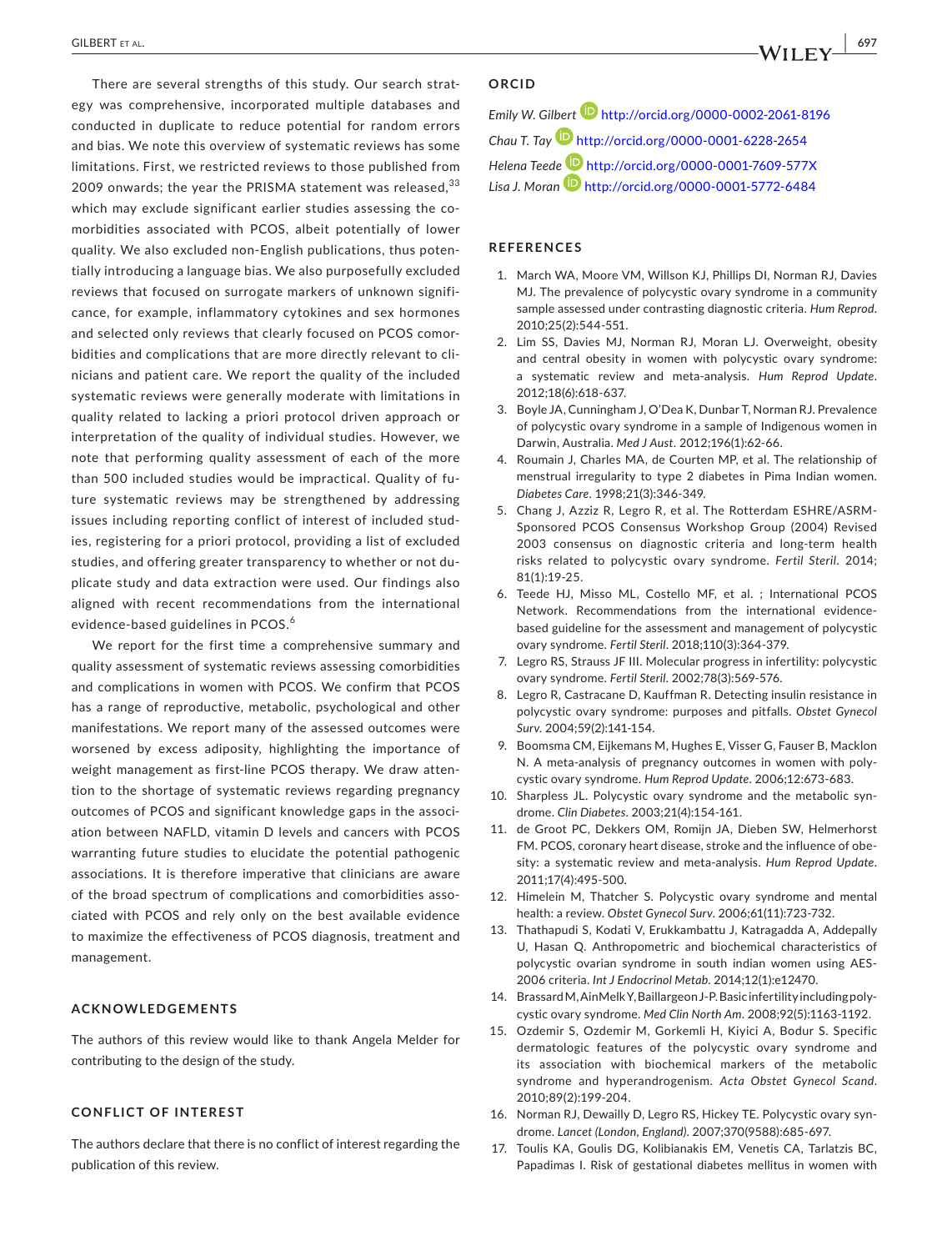There are several strengths of this study. Our search strategy was comprehensive, incorporated multiple databases and conducted in duplicate to reduce potential for random errors and bias. We note this overview of systematic reviews has some limitations. First, we restricted reviews to those published from 2009 onwards; the year the PRISMA statement was released,[33] which may exclude significant earlier studies assessing the comorbidities associated with PCOS, albeit potentially of lower quality. We also excluded non-English publications, thus potentially introducing a language bias. We also purposefully excluded reviews that focused on surrogate markers of unknown significance, for example, inflammatory cytokines and sex hormones and selected only reviews that clearly focused on PCOS comorbidities and complications that are more directly relevant to clinicians and patient care. We report the quality of the included systematic reviews were generally moderate with limitations in quality related to lacking a priori protocol driven approach or interpretation of the quality of individual studies. However, we note that performing quality assessment of each of the more than 500 included studies would be impractical. Quality of future systematic reviews may be strengthened by addressing issues including reporting conflict of interest of included studies, registering for a priori protocol, providing a list of excluded studies, and offering greater transparency to whether or not duplicate study and data extraction were used. Our findings also aligned with recent recommendations from the international evidence-based guidelines in PCOS.[6]

We report for the first time a comprehensive summary and quality assessment of systematic reviews assessing comorbidities and complications in women with PCOS. We confirm that PCOS has a range of reproductive, metabolic, psychological and other manifestations. We report many of the assessed outcomes were worsened by excess adiposity, highlighting the importance of weight management as first-line PCOS therapy. We draw attention to the shortage of systematic reviews regarding pregnancy outcomes of PCOS and significant knowledge gaps in the association between NAFLD, vitamin D levels and cancers with PCOS warranting future studies to elucidate the potential pathogenic associations. It is therefore imperative that clinicians are aware of the broad spectrum of complications and comorbidities associated with PCOS and rely only on the best available evidence to maximize the effectiveness of PCOS diagnosis, treatment and management.

## ACKNOWLEDGEMENTS

The authors of this review would like to thank Angela Melder for contributing to the design of the study.

## CONFLICT OF INTEREST

The authors declare that there is no conflict of interest regarding the publication of this review.

## ORCID

*Emily W. Gilbert* http://orcid.org/0000-0002-2061-8196
*Chau T. Tay* http://orcid.org/0000-0001-6228-2654
*Helena Teede* http://orcid.org/0000-0001-7609-577X
*Lisa J. Moran* http://orcid.org/0000-0001-5772-6484

## REFERENCES

1. March WA, Moore VM, Willson KJ, Phillips DI, Norman RJ, Davies MJ. The prevalence of polycystic ovary syndrome in a community sample assessed under contrasting diagnostic criteria. *Hum Reprod*. 2010;25(2):544-551.
2. Lim SS, Davies MJ, Norman RJ, Moran LJ. Overweight, obesity and central obesity in women with polycystic ovary syndrome: a systematic review and meta-analysis. *Hum Reprod Update*. 2012;18(6):618-637.
3. Boyle JA, Cunningham J, O'Dea K, Dunbar T, Norman RJ. Prevalence of polycystic ovary syndrome in a sample of Indigenous women in Darwin, Australia. *Med J Aust*. 2012;196(1):62-66.
4. Roumain J, Charles MA, de Courten MP, et al. The relationship of menstrual irregularity to type 2 diabetes in Pima Indian women. *Diabetes Care*. 1998;21(3):346-349.
5. Chang J, Azziz R, Legro R, et al. The Rotterdam ESHRE/ASRM-Sponsored PCOS Consensus Workshop Group (2004) Revised 2003 consensus on diagnostic criteria and long-term health risks related to polycystic ovary syndrome. *Fertil Steril*. 2014; 81(1):19-25.
6. Teede HJ, Misso ML, Costello MF, et al. ; International PCOS Network. Recommendations from the international evidence-based guideline for the assessment and management of polycystic ovary syndrome. *Fertil Steril*. 2018;110(3):364-379.
7. Legro RS, Strauss JF III. Molecular progress in infertility: polycystic ovary syndrome. *Fertil Steril*. 2002;78(3):569-576.
8. Legro R, Castracane D, Kauffman R. Detecting insulin resistance in polycystic ovary syndrome: purposes and pitfalls. *Obstet Gynecol Surv*. 2004;59(2):141-154.
9. Boomsma CM, Eijkemans M, Hughes E, Visser G, Fauser B, Macklon N. A meta-analysis of pregnancy outcomes in women with polycystic ovary syndrome. *Hum Reprod Update*. 2006;12:673-683.
10. Sharpless JL. Polycystic ovary syndrome and the metabolic syndrome. *Clin Diabetes*. 2003;21(4):154-161.
11. de Groot PC, Dekkers OM, Romijn JA, Dieben SW, Helmerhorst FM. PCOS, coronary heart disease, stroke and the influence of obesity: a systematic review and meta-analysis. *Hum Reprod Update*. 2011;17(4):495-500.
12. Himelein M, Thatcher S. Polycystic ovary syndrome and mental health: a review. *Obstet Gynecol Surv*. 2006;61(11):723-732.
13. Thathapudi S, Kodati V, Erukkambattu J, Katragadda A, Addepally U, Hasan Q. Anthropometric and biochemical characteristics of polycystic ovarian syndrome in south indian women using AES-2006 criteria. *Int J Endocrinol Metab*. 2014;12(1):e12470.
14. Brassard M, AinMelk Y, Baillargeon J-P. Basic infertility including polycystic ovary syndrome. *Med Clin North Am*. 2008;92(5):1163-1192.
15. Ozdemir S, Ozdemir M, Gorkemli H, Kiyici A, Bodur S. Specific dermatologic features of the polycystic ovary syndrome and its association with biochemical markers of the metabolic syndrome and hyperandrogenism. *Acta Obstet Gynecol Scand*. 2010;89(2):199-204.
16. Norman RJ, Dewailly D, Legro RS, Hickey TE. Polycystic ovary syndrome. *Lancet (London, England)*. 2007;370(9588):685-697.
17. Toulis KA, Goulis DG, Kolibianakis EM, Venetis CA, Tarlatzis BC, Papadimas I. Risk of gestational diabetes mellitus in women with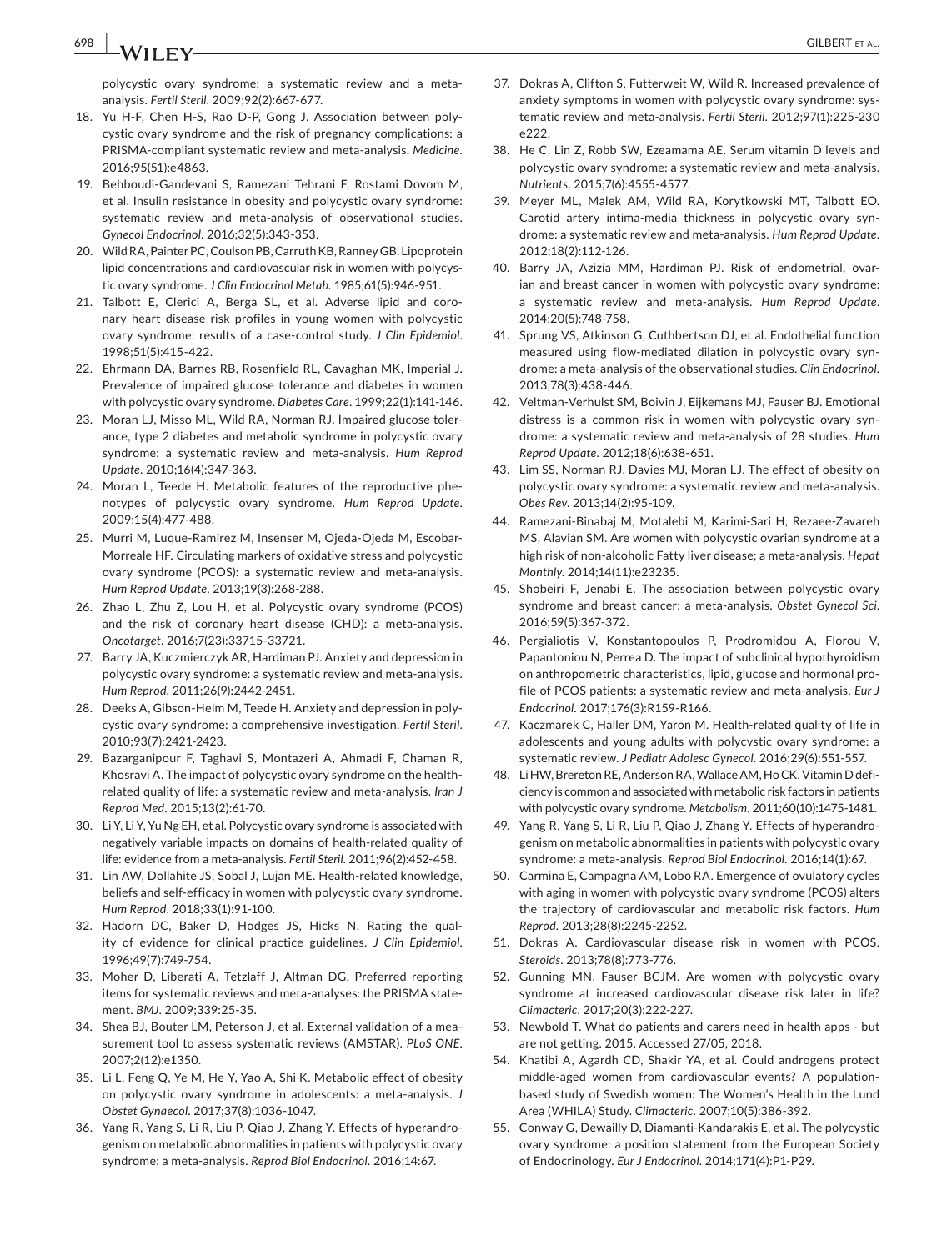polycystic ovary syndrome: a systematic review and a meta-analysis. *Fertil Steril*. 2009;92(2):667-677.

18. Yu H-F, Chen H-S, Rao D-P, Gong J. Association between polycystic ovary syndrome and the risk of pregnancy complications: a PRISMA-compliant systematic review and meta-analysis. *Medicine*. 2016;95(51):e4863.
19. Behboudi-Gandevani S, Ramezani Tehrani F, Rostami Dovom M, et al. Insulin resistance in obesity and polycystic ovary syndrome: systematic review and meta-analysis of observational studies. *Gynecol Endocrinol*. 2016;32(5):343-353.
20. Wild RA, Painter PC, Coulson PB, Carruth KB, Ranney GB. Lipoprotein lipid concentrations and cardiovascular risk in women with polycystic ovary syndrome. *J Clin Endocrinol Metab*. 1985;61(5):946-951.
21. Talbott E, Clerici A, Berga SL, et al. Adverse lipid and coronary heart disease risk profiles in young women with polycystic ovary syndrome: results of a case-control study. *J Clin Epidemiol*. 1998;51(5):415-422.
22. Ehrmann DA, Barnes RB, Rosenfield RL, Cavaghan MK, Imperial J. Prevalence of impaired glucose tolerance and diabetes in women with polycystic ovary syndrome. *Diabetes Care*. 1999;22(1):141-146.
23. Moran LJ, Misso ML, Wild RA, Norman RJ. Impaired glucose tolerance, type 2 diabetes and metabolic syndrome in polycystic ovary syndrome: a systematic review and meta-analysis. *Hum Reprod Update*. 2010;16(4):347-363.
24. Moran L, Teede H. Metabolic features of the reproductive phenotypes of polycystic ovary syndrome. *Hum Reprod Update*. 2009;15(4):477-488.
25. Murri M, Luque-Ramirez M, Insenser M, Ojeda-Ojeda M, Escobar-Morreale HF. Circulating markers of oxidative stress and polycystic ovary syndrome (PCOS): a systematic review and meta-analysis. *Hum Reprod Update*. 2013;19(3):268-288.
26. Zhao L, Zhu Z, Lou H, et al. Polycystic ovary syndrome (PCOS) and the risk of coronary heart disease (CHD): a meta-analysis. *Oncotarget*. 2016;7(23):33715-33721.
27. Barry JA, Kuczmierczyk AR, Hardiman PJ. Anxiety and depression in polycystic ovary syndrome: a systematic review and meta-analysis. *Hum Reprod*. 2011;26(9):2442-2451.
28. Deeks A, Gibson-Helm M, Teede H. Anxiety and depression in polycystic ovary syndrome: a comprehensive investigation. *Fertil Steril*. 2010;93(7):2421-2423.
29. Bazarganipour F, Taghavi S, Montazeri A, Ahmadi F, Chaman R, Khosravi A. The impact of polycystic ovary syndrome on the health-related quality of life: a systematic review and meta-analysis. *Iran J Reprod Med*. 2015;13(2):61-70.
30. Li Y, Li Y, Yu Ng EH, et al. Polycystic ovary syndrome is associated with negatively variable impacts on domains of health-related quality of life: evidence from a meta-analysis. *Fertil Steril*. 2011;96(2):452-458.
31. Lin AW, Dollahite JS, Sobal J, Lujan ME. Health-related knowledge, beliefs and self-efficacy in women with polycystic ovary syndrome. *Hum Reprod*. 2018;33(1):91-100.
32. Hadorn DC, Baker D, Hodges JS, Hicks N. Rating the quality of evidence for clinical practice guidelines. *J Clin Epidemiol*. 1996;49(7):749-754.
33. Moher D, Liberati A, Tetzlaff J, Altman DG. Preferred reporting items for systematic reviews and meta-analyses: the PRISMA statement. *BMJ*. 2009;339:25-35.
34. Shea BJ, Bouter LM, Peterson J, et al. External validation of a measurement tool to assess systematic reviews (AMSTAR). *PLoS ONE*. 2007;2(12):e1350.
35. Li L, Feng Q, Ye M, He Y, Yao A, Shi K. Metabolic effect of obesity on polycystic ovary syndrome in adolescents: a meta-analysis. *J Obstet Gynaecol*. 2017;37(8):1036-1047.
36. Yang R, Yang S, Li R, Liu P, Qiao J, Zhang Y. Effects of hyperandrogenism on metabolic abnormalities in patients with polycystic ovary syndrome: a meta-analysis. *Reprod Biol Endocrinol*. 2016;14:67.
37. Dokras A, Clifton S, Futterweit W, Wild R. Increased prevalence of anxiety symptoms in women with polycystic ovary syndrome: systematic review and meta-analysis. *Fertil Steril*. 2012;97(1):225-230 e222.
38. He C, Lin Z, Robb SW, Ezeamama AE. Serum vitamin D levels and polycystic ovary syndrome: a systematic review and meta-analysis. *Nutrients*. 2015;7(6):4555-4577.
39. Meyer ML, Malek AM, Wild RA, Korytkowski MT, Talbott EO. Carotid artery intima-media thickness in polycystic ovary syndrome: a systematic review and meta-analysis. *Hum Reprod Update*. 2012;18(2):112-126.
40. Barry JA, Azizia MM, Hardiman PJ. Risk of endometrial, ovarian and breast cancer in women with polycystic ovary syndrome: a systematic review and meta-analysis. *Hum Reprod Update*. 2014;20(5):748-758.
41. Sprung VS, Atkinson G, Cuthbertson DJ, et al. Endothelial function measured using flow-mediated dilation in polycystic ovary syndrome: a meta-analysis of the observational studies. *Clin Endocrinol*. 2013;78(3):438-446.
42. Veltman-Verhulst SM, Boivin J, Eijkemans MJ, Fauser BJ. Emotional distress is a common risk in women with polycystic ovary syndrome: a systematic review and meta-analysis of 28 studies. *Hum Reprod Update*. 2012;18(6):638-651.
43. Lim SS, Norman RJ, Davies MJ, Moran LJ. The effect of obesity on polycystic ovary syndrome: a systematic review and meta-analysis. *Obes Rev*. 2013;14(2):95-109.
44. Ramezani-Binabaj M, Motalebi M, Karimi-Sari H, Rezaee-Zavareh MS, Alavian SM. Are women with polycystic ovarian syndrome at a high risk of non-alcoholic Fatty liver disease; a meta-analysis. *Hepat Monthly*. 2014;14(11):e23235.
45. Shobeiri F, Jenabi E. The association between polycystic ovary syndrome and breast cancer: a meta-analysis. *Obstet Gynecol Sci*. 2016;59(5):367-372.
46. Pergialiotis V, Konstantopoulos P, Prodromidou A, Florou V, Papantoniou N, Perrea D. The impact of subclinical hypothyroidism on anthropometric characteristics, lipid, glucose and hormonal profile of PCOS patients: a systematic review and meta-analysis. *Eur J Endocrinol*. 2017;176(3):R159-R166.
47. Kaczmarek C, Haller DM, Yaron M. Health-related quality of life in adolescents and young adults with polycystic ovary syndrome: a systematic review. *J Pediatr Adolesc Gynecol*. 2016;29(6):551-557.
48. Li HW, Brereton RE, Anderson RA, Wallace AM, Ho CK. Vitamin D deficiency is common and associated with metabolic risk factors in patients with polycystic ovary syndrome. *Metabolism*. 2011;60(10):1475-1481.
49. Yang R, Yang S, Li R, Liu P, Qiao J, Zhang Y. Effects of hyperandrogenism on metabolic abnormalities in patients with polycystic ovary syndrome: a meta-analysis. *Reprod Biol Endocrinol*. 2016;14(1):67.
50. Carmina E, Campagna AM, Lobo RA. Emergence of ovulatory cycles with aging in women with polycystic ovary syndrome (PCOS) alters the trajectory of cardiovascular and metabolic risk factors. *Hum Reprod*. 2013;28(8):2245-2252.
51. Dokras A. Cardiovascular disease risk in women with PCOS. *Steroids*. 2013;78(8):773-776.
52. Gunning MN, Fauser BCJM. Are women with polycystic ovary syndrome at increased cardiovascular disease risk later in life? *Climacteric*. 2017;20(3):222-227.
53. Newbold T. What do patients and carers need in health apps - but are not getting. 2015. Accessed 27/05, 2018.
54. Khatibi A, Agardh CD, Shakir YA, et al. Could androgens protect middle-aged women from cardiovascular events? A population-based study of Swedish women: The Women's Health in the Lund Area (WHILA) Study. *Climacteric*. 2007;10(5):386-392.
55. Conway G, Dewailly D, Diamanti-Kandarakis E, et al. The polycystic ovary syndrome: a position statement from the European Society of Endocrinology. *Eur J Endocrinol*. 2014;171(4):P1-P29.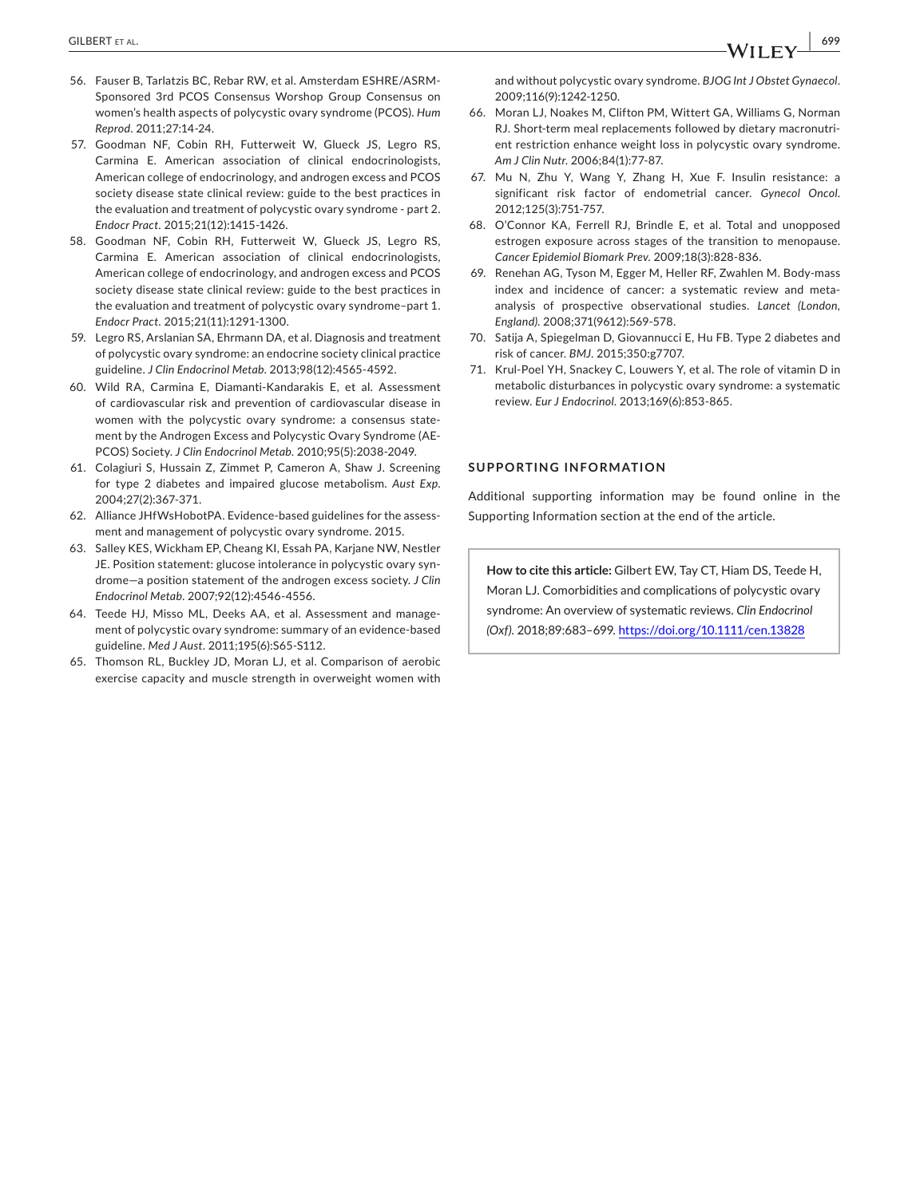56. Fauser B, Tarlatzis BC, Rebar RW, et al. Amsterdam ESHRE/ASRM-Sponsored 3rd PCOS Consensus Worshop Group Consensus on women's health aspects of polycystic ovary syndrome (PCOS). *Hum Reprod*. 2011;27:14-24.
57. Goodman NF, Cobin RH, Futterweit W, Glueck JS, Legro RS, Carmina E. American association of clinical endocrinologists, American college of endocrinology, and androgen excess and PCOS society disease state clinical review: guide to the best practices in the evaluation and treatment of polycystic ovary syndrome - part 2. *Endocr Pract*. 2015;21(12):1415-1426.
58. Goodman NF, Cobin RH, Futterweit W, Glueck JS, Legro RS, Carmina E. American association of clinical endocrinologists, American college of endocrinology, and androgen excess and PCOS society disease state clinical review: guide to the best practices in the evaluation and treatment of polycystic ovary syndrome–part 1. *Endocr Pract*. 2015;21(11):1291-1300.
59. Legro RS, Arslanian SA, Ehrmann DA, et al. Diagnosis and treatment of polycystic ovary syndrome: an endocrine society clinical practice guideline. *J Clin Endocrinol Metab*. 2013;98(12):4565-4592.
60. Wild RA, Carmina E, Diamanti-Kandarakis E, et al. Assessment of cardiovascular risk and prevention of cardiovascular disease in women with the polycystic ovary syndrome: a consensus statement by the Androgen Excess and Polycystic Ovary Syndrome (AE-PCOS) Society. *J Clin Endocrinol Metab*. 2010;95(5):2038-2049.
61. Colagiuri S, Hussain Z, Zimmet P, Cameron A, Shaw J. Screening for type 2 diabetes and impaired glucose metabolism. *Aust Exp*. 2004;27(2):367-371.
62. Alliance JHfWsHobotPA. Evidence-based guidelines for the assessment and management of polycystic ovary syndrome. 2015.
63. Salley KES, Wickham EP, Cheang KI, Essah PA, Karjane NW, Nestler JE. Position statement: glucose intolerance in polycystic ovary syndrome—a position statement of the androgen excess society. *J Clin Endocrinol Metab*. 2007;92(12):4546-4556.
64. Teede HJ, Misso ML, Deeks AA, et al. Assessment and management of polycystic ovary syndrome: summary of an evidence-based guideline. *Med J Aust*. 2011;195(6):S65-S112.
65. Thomson RL, Buckley JD, Moran LJ, et al. Comparison of aerobic exercise capacity and muscle strength in overweight women with and without polycystic ovary syndrome. *BJOG Int J Obstet Gynaecol*. 2009;116(9):1242-1250.
66. Moran LJ, Noakes M, Clifton PM, Wittert GA, Williams G, Norman RJ. Short-term meal replacements followed by dietary macronutrient restriction enhance weight loss in polycystic ovary syndrome. *Am J Clin Nutr*. 2006;84(1):77-87.
67. Mu N, Zhu Y, Wang Y, Zhang H, Xue F. Insulin resistance: a significant risk factor of endometrial cancer. *Gynecol Oncol*. 2012;125(3):751-757.
68. O'Connor KA, Ferrell RJ, Brindle E, et al. Total and unopposed estrogen exposure across stages of the transition to menopause. *Cancer Epidemiol Biomark Prev*. 2009;18(3):828-836.
69. Renehan AG, Tyson M, Egger M, Heller RF, Zwahlen M. Body-mass index and incidence of cancer: a systematic review and meta-analysis of prospective observational studies. *Lancet (London, England)*. 2008;371(9612):569-578.
70. Satija A, Spiegelman D, Giovannucci E, Hu FB. Type 2 diabetes and risk of cancer. *BMJ*. 2015;350:g7707.
71. Krul-Poel YH, Snackey C, Louwers Y, et al. The role of vitamin D in metabolic disturbances in polycystic ovary syndrome: a systematic review. *Eur J Endocrinol*. 2013;169(6):853-865.

## SUPPORTING INFORMATION

Additional supporting information may be found online in the Supporting Information section at the end of the article.

**How to cite this article:** Gilbert EW, Tay CT, Hiam DS, Teede H, Moran LJ. Comorbidities and complications of polycystic ovary syndrome: An overview of systematic reviews. *Clin Endocrinol (Oxf)*. 2018;89:683–699. https://doi.org/10.1111/cen.13828